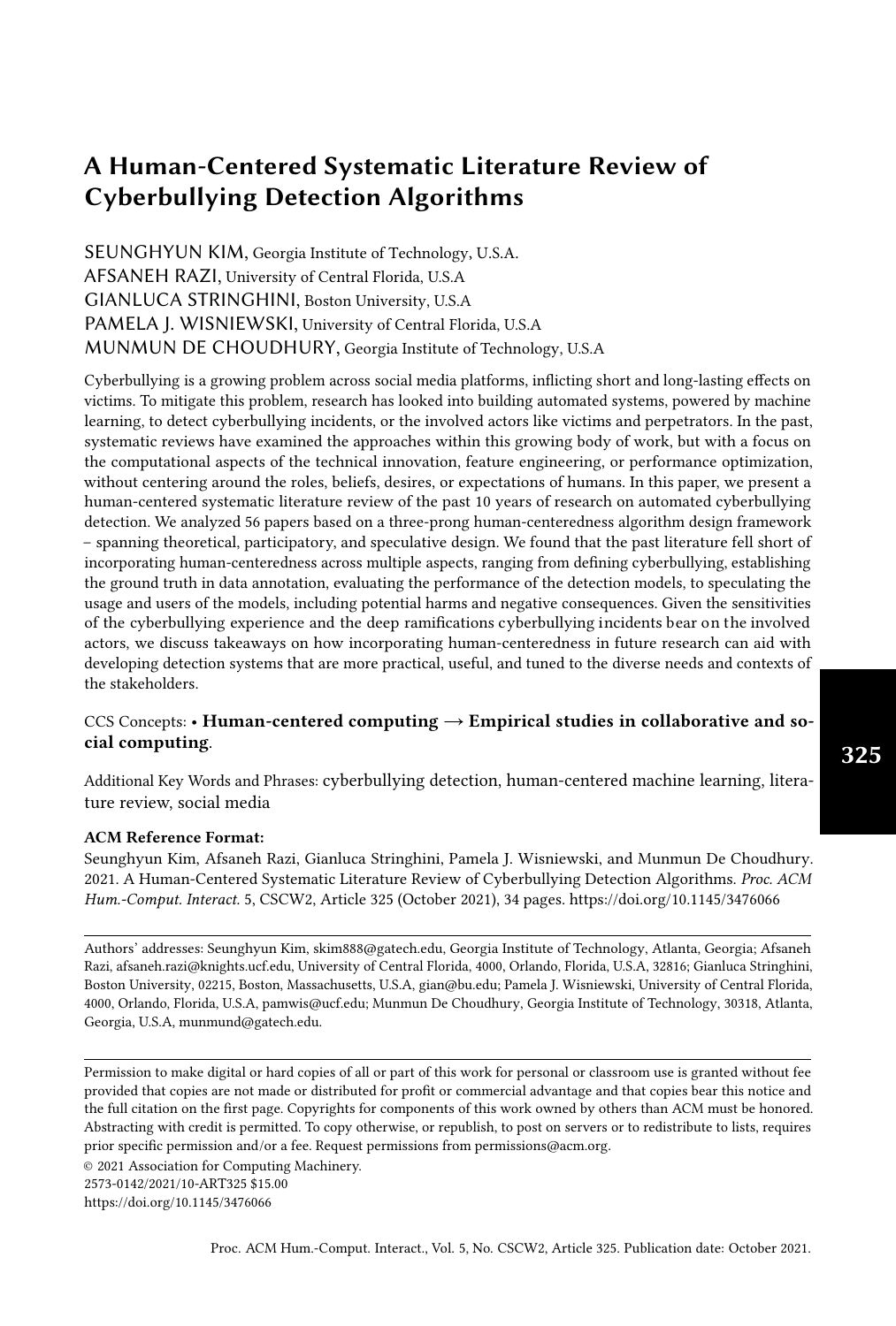# A Human-Centered Systematic Literature Review of Cyberbullying Detection Algorithms

SEUNGHYUN KIM, Georgia Institute of Technology, U.S.A.
AFSANEH RAZI, University of Central Florida, U.S.A
GIANLUCA STRINGHINI, Boston University, U.S.A
PAMELA J. WISNIEWSKI, University of Central Florida, U.S.A
MUNMUN DE CHOUDHURY, Georgia Institute of Technology, U.S.A

Cyberbullying is a growing problem across social media platforms, inflicting short and long-lasting effects on victims. To mitigate this problem, research has looked into building automated systems, powered by machine learning, to detect cyberbullying incidents, or the involved actors like victims and perpetrators. In the past, systematic reviews have examined the approaches within this growing body of work, but with a focus on the computational aspects of the technical innovation, feature engineering, or performance optimization, without centering around the roles, beliefs, desires, or expectations of humans. In this paper, we present a human-centered systematic literature review of the past 10 years of research on automated cyberbullying detection. We analyzed 56 papers based on a three-prong human-centeredness algorithm design framework – spanning theoretical, participatory, and speculative design. We found that the past literature fell short of incorporating human-centeredness across multiple aspects, ranging from defining cyberbullying, establishing the ground truth in data annotation, evaluating the performance of the detection models, to speculating the usage and users of the models, including potential harms and negative consequences. Given the sensitivities of the cyberbullying experience and the deep ramifications cyberbullying incidents bear on the involved actors, we discuss takeaways on how incorporating human-centeredness in future research can aid with developing detection systems that are more practical, useful, and tuned to the diverse needs and contexts of the stakeholders.

CCS Concepts: • **Human-centered computing → Empirical studies in collaborative and social computing**.

Additional Key Words and Phrases: cyberbullying detection, human-centered machine learning, literature review, social media

**ACM Reference Format:**
Seunghyun Kim, Afsaneh Razi, Gianluca Stringhini, Pamela J. Wisniewski, and Munmun De Choudhury. 2021. A Human-Centered Systematic Literature Review of Cyberbullying Detection Algorithms. *Proc. ACM Hum.-Comput. Interact.* 5, CSCW2, Article 325 (October 2021), 34 pages. https://doi.org/10.1145/3476066

---

Authors' addresses: Seunghyun Kim, skim888@gatech.edu, Georgia Institute of Technology, Atlanta, Georgia; Afsaneh Razi, afsaneh.razi@knights.ucf.edu, University of Central Florida, 4000, Orlando, Florida, U.S.A, 32816; Gianluca Stringhini, Boston University, 02215, Boston, Massachusetts, U.S.A, gian@bu.edu; Pamela J. Wisniewski, University of Central Florida, 4000, Orlando, Florida, U.S.A, pamwis@ucf.edu; Munmun De Choudhury, Georgia Institute of Technology, 30318, Atlanta, Georgia, U.S.A, munmund@gatech.edu.

---

Permission to make digital or hard copies of all or part of this work for personal or classroom use is granted without fee provided that copies are not made or distributed for profit or commercial advantage and that copies bear this notice and the full citation on the first page. Copyrights for components of this work owned by others than ACM must be honored. Abstracting with credit is permitted. To copy otherwise, or republish, to post on servers or to redistribute to lists, requires prior specific permission and/or a fee. Request permissions from permissions@acm.org.

© 2021 Association for Computing Machinery.
2573-0142/2021/10-ART325 $15.00
https://doi.org/10.1145/3476066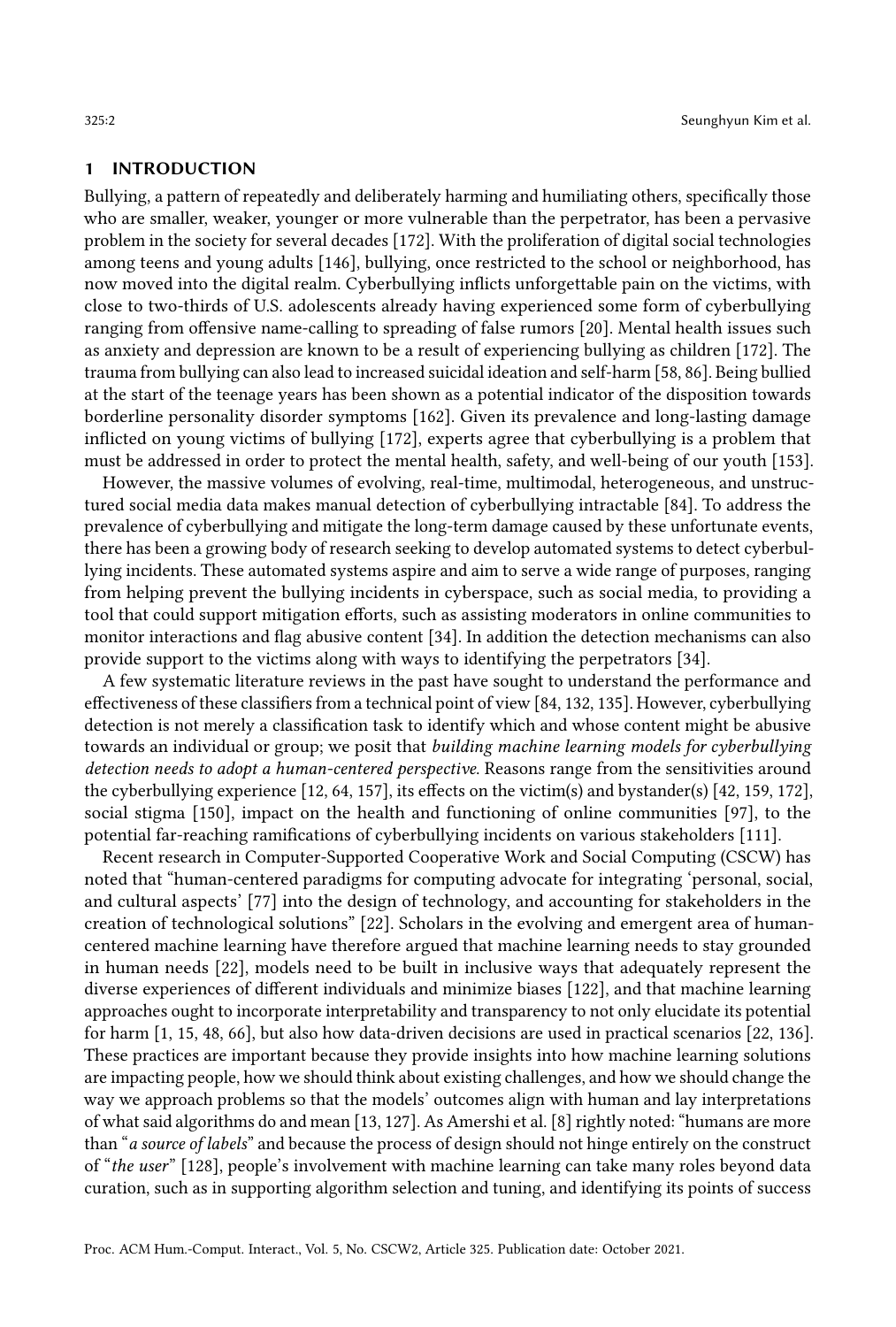## 1 INTRODUCTION

Bullying, a pattern of repeatedly and deliberately harming and humiliating others, specifically those who are smaller, weaker, younger or more vulnerable than the perpetrator, has been a pervasive problem in the society for several decades [172]. With the proliferation of digital social technologies among teens and young adults [146], bullying, once restricted to the school or neighborhood, has now moved into the digital realm. Cyberbullying inflicts unforgettable pain on the victims, with close to two-thirds of U.S. adolescents already having experienced some form of cyberbullying ranging from offensive name-calling to spreading of false rumors [20]. Mental health issues such as anxiety and depression are known to be a result of experiencing bullying as children [172]. The trauma from bullying can also lead to increased suicidal ideation and self-harm [58, 86]. Being bullied at the start of the teenage years has been shown as a potential indicator of the disposition towards borderline personality disorder symptoms [162]. Given its prevalence and long-lasting damage inflicted on young victims of bullying [172], experts agree that cyberbullying is a problem that must be addressed in order to protect the mental health, safety, and well-being of our youth [153].

However, the massive volumes of evolving, real-time, multimodal, heterogeneous, and unstructured social media data makes manual detection of cyberbullying intractable [84]. To address the prevalence of cyberbullying and mitigate the long-term damage caused by these unfortunate events, there has been a growing body of research seeking to develop automated systems to detect cyberbullying incidents. These automated systems aspire and aim to serve a wide range of purposes, ranging from helping prevent the bullying incidents in cyberspace, such as social media, to providing a tool that could support mitigation efforts, such as assisting moderators in online communities to monitor interactions and flag abusive content [34]. In addition the detection mechanisms can also provide support to the victims along with ways to identifying the perpetrators [34].

A few systematic literature reviews in the past have sought to understand the performance and effectiveness of these classifiers from a technical point of view [84, 132, 135]. However, cyberbullying detection is not merely a classification task to identify which and whose content might be abusive towards an individual or group; we posit that *building machine learning models for cyberbullying detection needs to adopt a human-centered perspective*. Reasons range from the sensitivities around the cyberbullying experience [12, 64, 157], its effects on the victim(s) and bystander(s) [42, 159, 172], social stigma [150], impact on the health and functioning of online communities [97], to the potential far-reaching ramifications of cyberbullying incidents on various stakeholders [111].

Recent research in Computer-Supported Cooperative Work and Social Computing (CSCW) has noted that "human-centered paradigms for computing advocate for integrating 'personal, social, and cultural aspects' [77] into the design of technology, and accounting for stakeholders in the creation of technological solutions" [22]. Scholars in the evolving and emergent area of human-centered machine learning have therefore argued that machine learning needs to stay grounded in human needs [22], models need to be built in inclusive ways that adequately represent the diverse experiences of different individuals and minimize biases [122], and that machine learning approaches ought to incorporate interpretability and transparency to not only elucidate its potential for harm [1, 15, 48, 66], but also how data-driven decisions are used in practical scenarios [22, 136]. These practices are important because they provide insights into how machine learning solutions are impacting people, how we should think about existing challenges, and how we should change the way we approach problems so that the models' outcomes align with human and lay interpretations of what said algorithms do and mean [13, 127]. As Amershi et al. [8] rightly noted: "humans are more than "*a source of labels*" and because the process of design should not hinge entirely on the construct of "*the user*" [128], people's involvement with machine learning can take many roles beyond data curation, such as in supporting algorithm selection and tuning, and identifying its points of success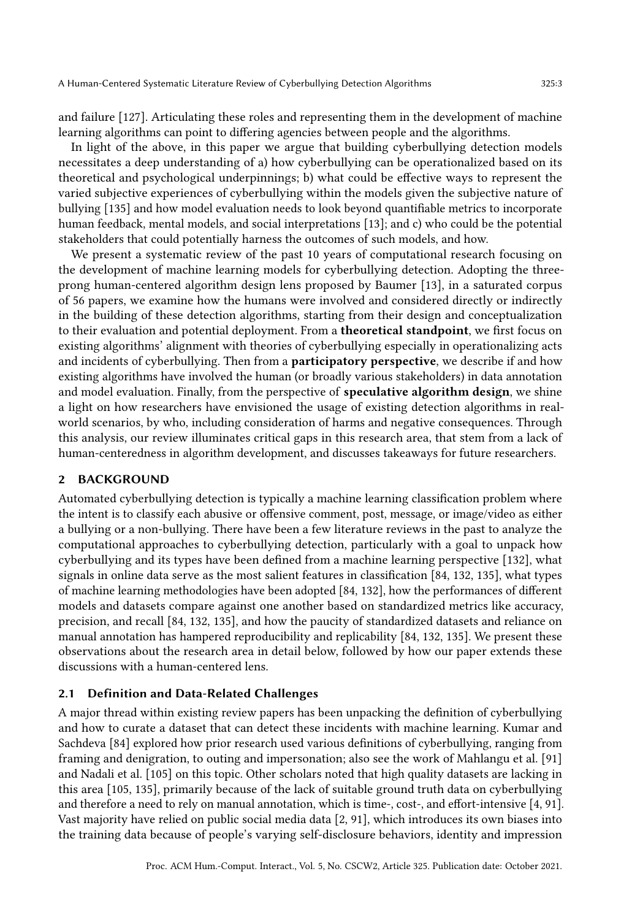and failure [127]. Articulating these roles and representing them in the development of machine learning algorithms can point to differing agencies between people and the algorithms.

In light of the above, in this paper we argue that building cyberbullying detection models necessitates a deep understanding of a) how cyberbullying can be operationalized based on its theoretical and psychological underpinnings; b) what could be effective ways to represent the varied subjective experiences of cyberbullying within the models given the subjective nature of bullying [135] and how model evaluation needs to look beyond quantifiable metrics to incorporate human feedback, mental models, and social interpretations [13]; and c) who could be the potential stakeholders that could potentially harness the outcomes of such models, and how.

We present a systematic review of the past 10 years of computational research focusing on the development of machine learning models for cyberbullying detection. Adopting the three-prong human-centered algorithm design lens proposed by Baumer [13], in a saturated corpus of 56 papers, we examine how the humans were involved and considered directly or indirectly in the building of these detection algorithms, starting from their design and conceptualization to their evaluation and potential deployment. From a **theoretical standpoint**, we first focus on existing algorithms' alignment with theories of cyberbullying especially in operationalizing acts and incidents of cyberbullying. Then from a **participatory perspective**, we describe if and how existing algorithms have involved the human (or broadly various stakeholders) in data annotation and model evaluation. Finally, from the perspective of **speculative algorithm design**, we shine a light on how researchers have envisioned the usage of existing detection algorithms in real-world scenarios, by who, including consideration of harms and negative consequences. Through this analysis, our review illuminates critical gaps in this research area, that stem from a lack of human-centeredness in algorithm development, and discusses takeaways for future researchers.

## 2 BACKGROUND

Automated cyberbullying detection is typically a machine learning classification problem where the intent is to classify each abusive or offensive comment, post, message, or image/video as either a bullying or a non-bullying. There have been a few literature reviews in the past to analyze the computational approaches to cyberbullying detection, particularly with a goal to unpack how cyberbullying and its types have been defined from a machine learning perspective [132], what signals in online data serve as the most salient features in classification [84, 132, 135], what types of machine learning methodologies have been adopted [84, 132], how the performances of different models and datasets compare against one another based on standardized metrics like accuracy, precision, and recall [84, 132, 135], and how the paucity of standardized datasets and reliance on manual annotation has hampered reproducibility and replicability [84, 132, 135]. We present these observations about the research area in detail below, followed by how our paper extends these discussions with a human-centered lens.

### 2.1 Definition and Data-Related Challenges

A major thread within existing review papers has been unpacking the definition of cyberbullying and how to curate a dataset that can detect these incidents with machine learning. Kumar and Sachdeva [84] explored how prior research used various definitions of cyberbullying, ranging from framing and denigration, to outing and impersonation; also see the work of Mahlangu et al. [91] and Nadali et al. [105] on this topic. Other scholars noted that high quality datasets are lacking in this area [105, 135], primarily because of the lack of suitable ground truth data on cyberbullying and therefore a need to rely on manual annotation, which is time-, cost-, and effort-intensive [4, 91]. Vast majority have relied on public social media data [2, 91], which introduces its own biases into the training data because of people's varying self-disclosure behaviors, identity and impression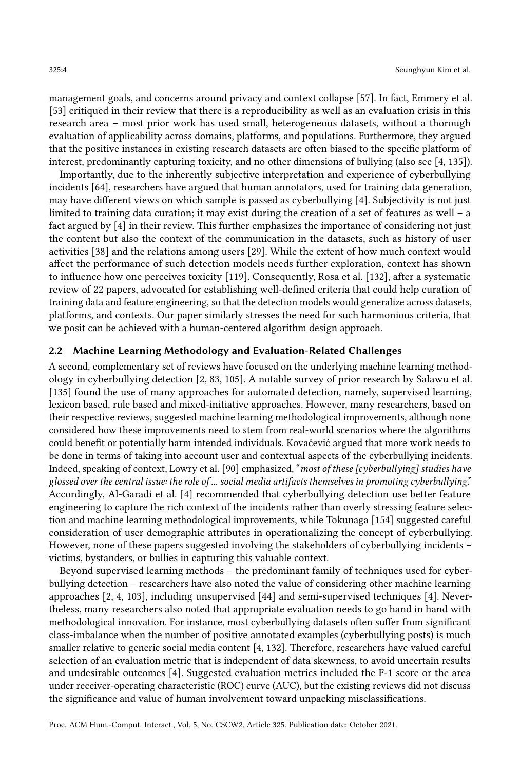management goals, and concerns around privacy and context collapse [57]. In fact, Emmery et al. [53] critiqued in their review that there is a reproducibility as well as an evaluation crisis in this research area – most prior work has used small, heterogeneous datasets, without a thorough evaluation of applicability across domains, platforms, and populations. Furthermore, they argued that the positive instances in existing research datasets are often biased to the specific platform of interest, predominantly capturing toxicity, and no other dimensions of bullying (also see [4, 135]).

Importantly, due to the inherently subjective interpretation and experience of cyberbullying incidents [64], researchers have argued that human annotators, used for training data generation, may have different views on which sample is passed as cyberbullying [4]. Subjectivity is not just limited to training data curation; it may exist during the creation of a set of features as well – a fact argued by [4] in their review. This further emphasizes the importance of considering not just the content but also the context of the communication in the datasets, such as history of user activities [38] and the relations among users [29]. While the extent of how much context would affect the performance of such detection models needs further exploration, context has shown to influence how one perceives toxicity [119]. Consequently, Rosa et al. [132], after a systematic review of 22 papers, advocated for establishing well-defined criteria that could help curation of training data and feature engineering, so that the detection models would generalize across datasets, platforms, and contexts. Our paper similarly stresses the need for such harmonious criteria, that we posit can be achieved with a human-centered algorithm design approach.

## 2.2 Machine Learning Methodology and Evaluation-Related Challenges

A second, complementary set of reviews have focused on the underlying machine learning methodology in cyberbullying detection [2, 83, 105]. A notable survey of prior research by Salawu et al. [135] found the use of many approaches for automated detection, namely, supervised learning, lexicon based, rule based and mixed-initiative approaches. However, many researchers, based on their respective reviews, suggested machine learning methodological improvements, although none considered how these improvements need to stem from real-world scenarios where the algorithms could benefit or potentially harm intended individuals. Kovačević argued that more work needs to be done in terms of taking into account user and contextual aspects of the cyberbullying incidents. Indeed, speaking of context, Lowry et al. [90] emphasized, "*most of these [cyberbullying] studies have glossed over the central issue: the role of ... social media artifacts themselves in promoting cyberbullying*." Accordingly, Al-Garadi et al. [4] recommended that cyberbullying detection use better feature engineering to capture the rich context of the incidents rather than overly stressing feature selection and machine learning methodological improvements, while Tokunaga [154] suggested careful consideration of user demographic attributes in operationalizing the concept of cyberbullying. However, none of these papers suggested involving the stakeholders of cyberbullying incidents – victims, bystanders, or bullies in capturing this valuable context.

Beyond supervised learning methods – the predominant family of techniques used for cyberbullying detection – researchers have also noted the value of considering other machine learning approaches [2, 4, 103], including unsupervised [44] and semi-supervised techniques [4]. Nevertheless, many researchers also noted that appropriate evaluation needs to go hand in hand with methodological innovation. For instance, most cyberbullying datasets often suffer from significant class-imbalance when the number of positive annotated examples (cyberbullying posts) is much smaller relative to generic social media content [4, 132]. Therefore, researchers have valued careful selection of an evaluation metric that is independent of data skewness, to avoid uncertain results and undesirable outcomes [4]. Suggested evaluation metrics included the F-1 score or the area under receiver-operating characteristic (ROC) curve (AUC), but the existing reviews did not discuss the significance and value of human involvement toward unpacking misclassifications.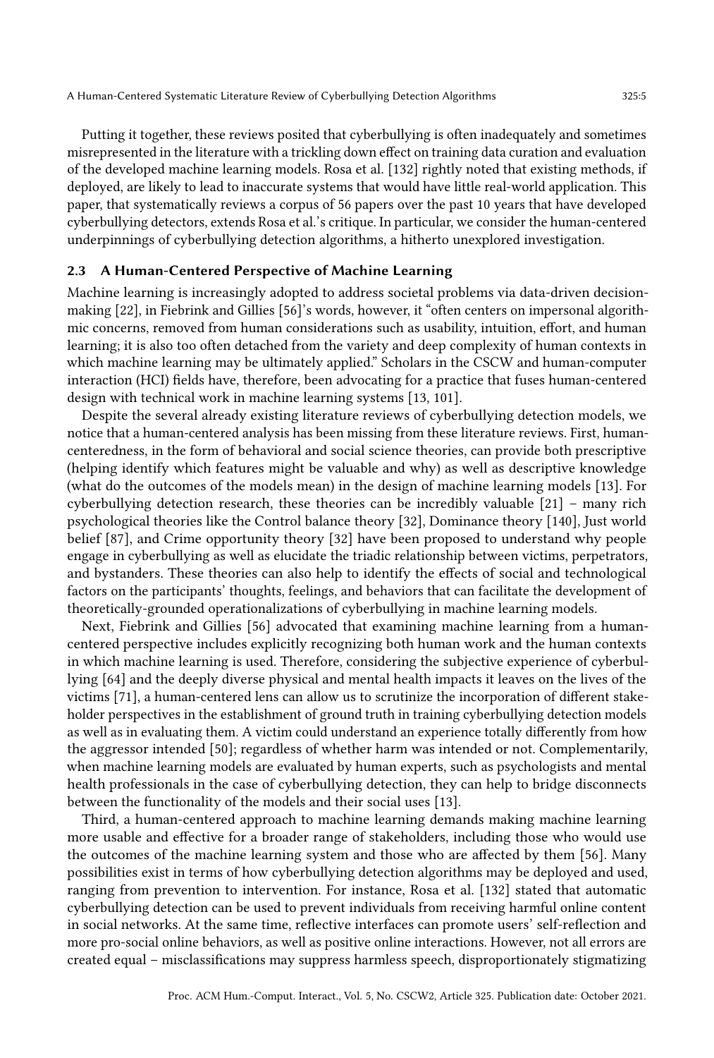Putting it together, these reviews posited that cyberbullying is often inadequately and sometimes misrepresented in the literature with a trickling down effect on training data curation and evaluation of the developed machine learning models. Rosa et al. [132] rightly noted that existing methods, if deployed, are likely to lead to inaccurate systems that would have little real-world application. This paper, that systematically reviews a corpus of 56 papers over the past 10 years that have developed cyberbullying detectors, extends Rosa et al.'s critique. In particular, we consider the human-centered underpinnings of cyberbullying detection algorithms, a hitherto unexplored investigation.

### 2.3 A Human-Centered Perspective of Machine Learning

Machine learning is increasingly adopted to address societal problems via data-driven decision-making [22], in Fiebrink and Gillies [56]'s words, however, it "often centers on impersonal algorithmic concerns, removed from human considerations such as usability, intuition, effort, and human learning; it is also too often detached from the variety and deep complexity of human contexts in which machine learning may be ultimately applied." Scholars in the CSCW and human-computer interaction (HCI) fields have, therefore, been advocating for a practice that fuses human-centered design with technical work in machine learning systems [13, 101].

Despite the several already existing literature reviews of cyberbullying detection models, we notice that a human-centered analysis has been missing from these literature reviews. First, human-centeredness, in the form of behavioral and social science theories, can provide both prescriptive (helping identify which features might be valuable and why) as well as descriptive knowledge (what do the outcomes of the models mean) in the design of machine learning models [13]. For cyberbullying detection research, these theories can be incredibly valuable [21] – many rich psychological theories like the Control balance theory [32], Dominance theory [140], Just world belief [87], and Crime opportunity theory [32] have been proposed to understand why people engage in cyberbullying as well as elucidate the triadic relationship between victims, perpetrators, and bystanders. These theories can also help to identify the effects of social and technological factors on the participants' thoughts, feelings, and behaviors that can facilitate the development of theoretically-grounded operationalizations of cyberbullying in machine learning models.

Next, Fiebrink and Gillies [56] advocated that examining machine learning from a human-centered perspective includes explicitly recognizing both human work and the human contexts in which machine learning is used. Therefore, considering the subjective experience of cyberbullying [64] and the deeply diverse physical and mental health impacts it leaves on the lives of the victims [71], a human-centered lens can allow us to scrutinize the incorporation of different stakeholder perspectives in the establishment of ground truth in training cyberbullying detection models as well as in evaluating them. A victim could understand an experience totally differently from how the aggressor intended [50]; regardless of whether harm was intended or not. Complementarily, when machine learning models are evaluated by human experts, such as psychologists and mental health professionals in the case of cyberbullying detection, they can help to bridge disconnects between the functionality of the models and their social uses [13].

Third, a human-centered approach to machine learning demands making machine learning more usable and effective for a broader range of stakeholders, including those who would use the outcomes of the machine learning system and those who are affected by them [56]. Many possibilities exist in terms of how cyberbullying detection algorithms may be deployed and used, ranging from prevention to intervention. For instance, Rosa et al. [132] stated that automatic cyberbullying detection can be used to prevent individuals from receiving harmful online content in social networks. At the same time, reflective interfaces can promote users' self-reflection and more pro-social online behaviors, as well as positive online interactions. However, not all errors are created equal – misclassifications may suppress harmless speech, disproportionately stigmatizing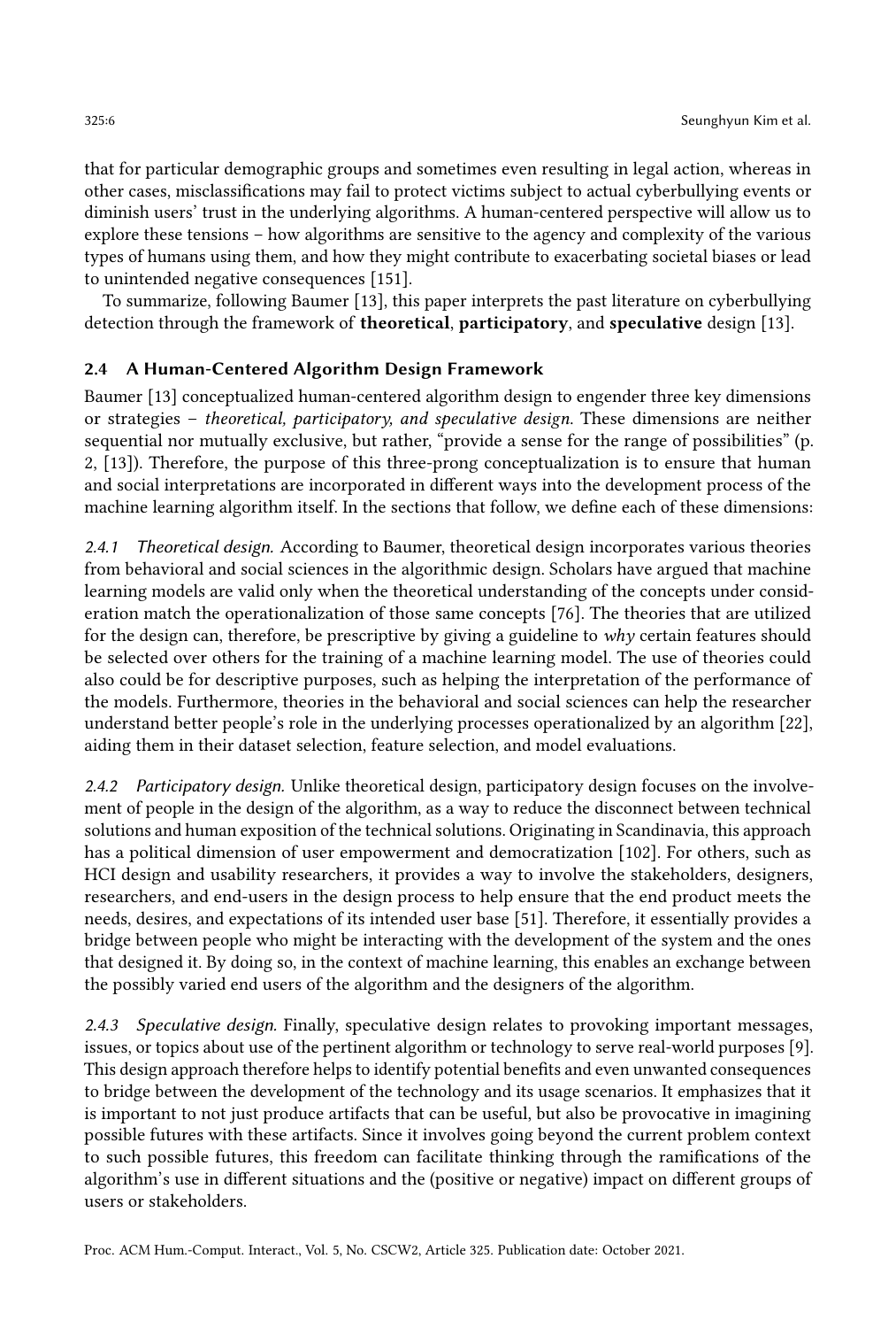that for particular demographic groups and sometimes even resulting in legal action, whereas in other cases, misclassifications may fail to protect victims subject to actual cyberbullying events or diminish users' trust in the underlying algorithms. A human-centered perspective will allow us to explore these tensions – how algorithms are sensitive to the agency and complexity of the various types of humans using them, and how they might contribute to exacerbating societal biases or lead to unintended negative consequences [151].

To summarize, following Baumer [13], this paper interprets the past literature on cyberbullying detection through the framework of **theoretical**, **participatory**, and **speculative** design [13].

### 2.4 A Human-Centered Algorithm Design Framework

Baumer [13] conceptualized human-centered algorithm design to engender three key dimensions or strategies – *theoretical, participatory, and speculative design*. These dimensions are neither sequential nor mutually exclusive, but rather, "provide a sense for the range of possibilities" (p. 2, [13]). Therefore, the purpose of this three-prong conceptualization is to ensure that human and social interpretations are incorporated in different ways into the development process of the machine learning algorithm itself. In the sections that follow, we define each of these dimensions:

#### 2.4.1 *Theoretical design.*

According to Baumer, theoretical design incorporates various theories from behavioral and social sciences in the algorithmic design. Scholars have argued that machine learning models are valid only when the theoretical understanding of the concepts under consideration match the operationalization of those same concepts [76]. The theories that are utilized for the design can, therefore, be prescriptive by giving a guideline to *why* certain features should be selected over others for the training of a machine learning model. The use of theories could also could be for descriptive purposes, such as helping the interpretation of the performance of the models. Furthermore, theories in the behavioral and social sciences can help the researcher understand better people's role in the underlying processes operationalized by an algorithm [22], aiding them in their dataset selection, feature selection, and model evaluations.

#### 2.4.2 *Participatory design.*

Unlike theoretical design, participatory design focuses on the involvement of people in the design of the algorithm, as a way to reduce the disconnect between technical solutions and human exposition of the technical solutions. Originating in Scandinavia, this approach has a political dimension of user empowerment and democratization [102]. For others, such as HCI design and usability researchers, it provides a way to involve the stakeholders, designers, researchers, and end-users in the design process to help ensure that the end product meets the needs, desires, and expectations of its intended user base [51]. Therefore, it essentially provides a bridge between people who might be interacting with the development of the system and the ones that designed it. By doing so, in the context of machine learning, this enables an exchange between the possibly varied end users of the algorithm and the designers of the algorithm.

#### 2.4.3 *Speculative design.*

Finally, speculative design relates to provoking important messages, issues, or topics about use of the pertinent algorithm or technology to serve real-world purposes [9]. This design approach therefore helps to identify potential benefits and even unwanted consequences to bridge between the development of the technology and its usage scenarios. It emphasizes that it is important to not just produce artifacts that can be useful, but also be provocative in imagining possible futures with these artifacts. Since it involves going beyond the current problem context to such possible futures, this freedom can facilitate thinking through the ramifications of the algorithm's use in different situations and the (positive or negative) impact on different groups of users or stakeholders.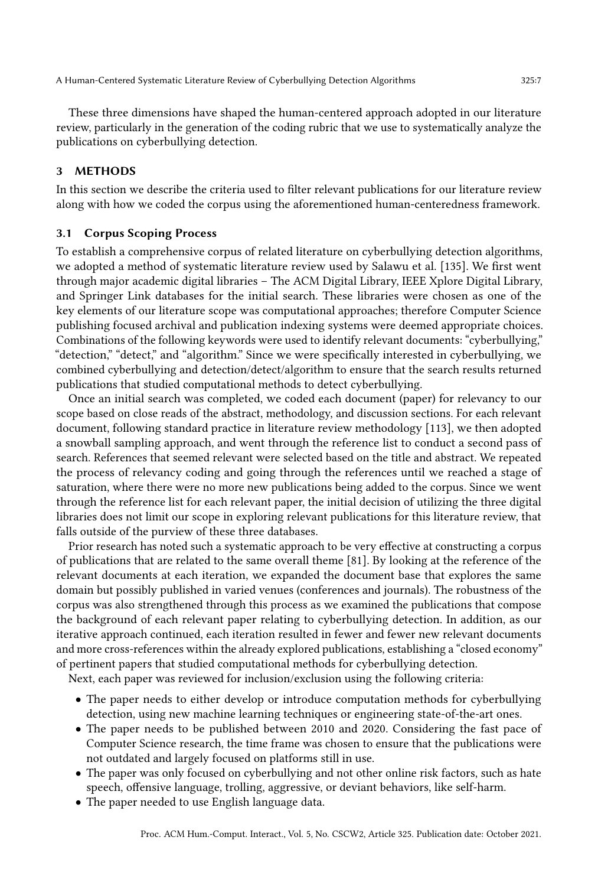These three dimensions have shaped the human-centered approach adopted in our literature review, particularly in the generation of the coding rubric that we use to systematically analyze the publications on cyberbullying detection.

## 3 METHODS

In this section we describe the criteria used to filter relevant publications for our literature review along with how we coded the corpus using the aforementioned human-centeredness framework.

### 3.1 Corpus Scoping Process

To establish a comprehensive corpus of related literature on cyberbullying detection algorithms, we adopted a method of systematic literature review used by Salawu et al. [135]. We first went through major academic digital libraries – The ACM Digital Library, IEEE Xplore Digital Library, and Springer Link databases for the initial search. These libraries were chosen as one of the key elements of our literature scope was computational approaches; therefore Computer Science publishing focused archival and publication indexing systems were deemed appropriate choices. Combinations of the following keywords were used to identify relevant documents: "cyberbullying," "detection," "detect," and "algorithm." Since we were specifically interested in cyberbullying, we combined cyberbullying and detection/detect/algorithm to ensure that the search results returned publications that studied computational methods to detect cyberbullying.

Once an initial search was completed, we coded each document (paper) for relevancy to our scope based on close reads of the abstract, methodology, and discussion sections. For each relevant document, following standard practice in literature review methodology [113], we then adopted a snowball sampling approach, and went through the reference list to conduct a second pass of search. References that seemed relevant were selected based on the title and abstract. We repeated the process of relevancy coding and going through the references until we reached a stage of saturation, where there were no more new publications being added to the corpus. Since we went through the reference list for each relevant paper, the initial decision of utilizing the three digital libraries does not limit our scope in exploring relevant publications for this literature review, that falls outside of the purview of these three databases.

Prior research has noted such a systematic approach to be very effective at constructing a corpus of publications that are related to the same overall theme [81]. By looking at the reference of the relevant documents at each iteration, we expanded the document base that explores the same domain but possibly published in varied venues (conferences and journals). The robustness of the corpus was also strengthened through this process as we examined the publications that compose the background of each relevant paper relating to cyberbullying detection. In addition, as our iterative approach continued, each iteration resulted in fewer and fewer new relevant documents and more cross-references within the already explored publications, establishing a "closed economy" of pertinent papers that studied computational methods for cyberbullying detection.

Next, each paper was reviewed for inclusion/exclusion using the following criteria:

- The paper needs to either develop or introduce computation methods for cyberbullying detection, using new machine learning techniques or engineering state-of-the-art ones.
- The paper needs to be published between 2010 and 2020. Considering the fast pace of Computer Science research, the time frame was chosen to ensure that the publications were not outdated and largely focused on platforms still in use.
- The paper was only focused on cyberbullying and not other online risk factors, such as hate speech, offensive language, trolling, aggressive, or deviant behaviors, like self-harm.
- The paper needed to use English language data.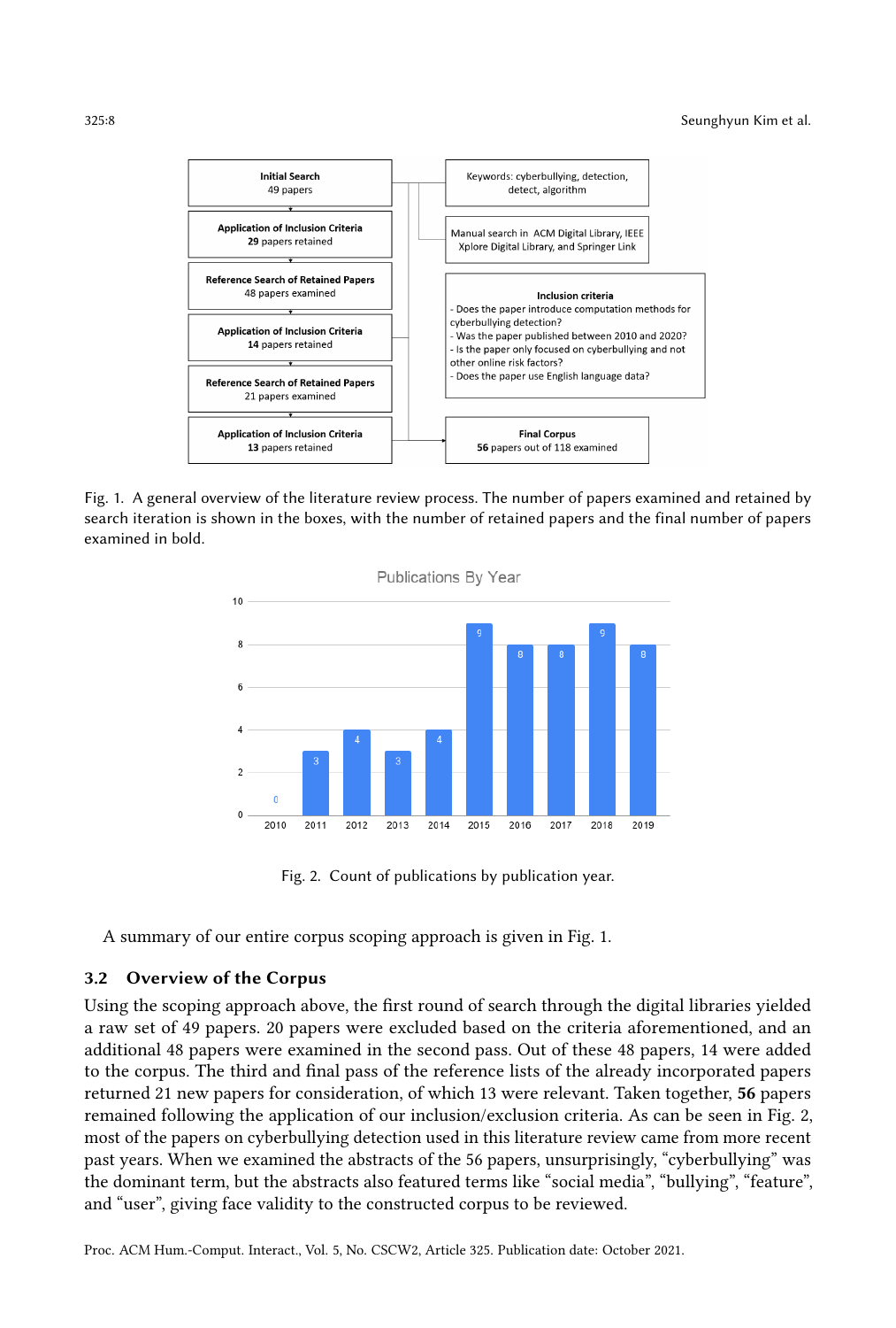Fig. 1. A general overview of the literature review process. The number of papers examined and retained by search iteration is shown in the boxes, with the number of retained papers and the final number of papers examined in bold.

Fig. 2. Count of publications by publication year.

A summary of our entire corpus scoping approach is given in Fig. 1.

### 3.2 Overview of the Corpus

Using the scoping approach above, the first round of search through the digital libraries yielded a raw set of 49 papers. 20 papers were excluded based on the criteria aforementioned, and an additional 48 papers were examined in the second pass. Out of these 48 papers, 14 were added to the corpus. The third and final pass of the reference lists of the already incorporated papers returned 21 new papers for consideration, of which 13 were relevant. Taken together, **56** papers remained following the application of our inclusion/exclusion criteria. As can be seen in Fig. 2, most of the papers on cyberbullying detection used in this literature review came from more recent past years. When we examined the abstracts of the 56 papers, unsurprisingly, "cyberbullying" was the dominant term, but the abstracts also featured terms like "social media", "bullying", "feature", and "user", giving face validity to the constructed corpus to be reviewed.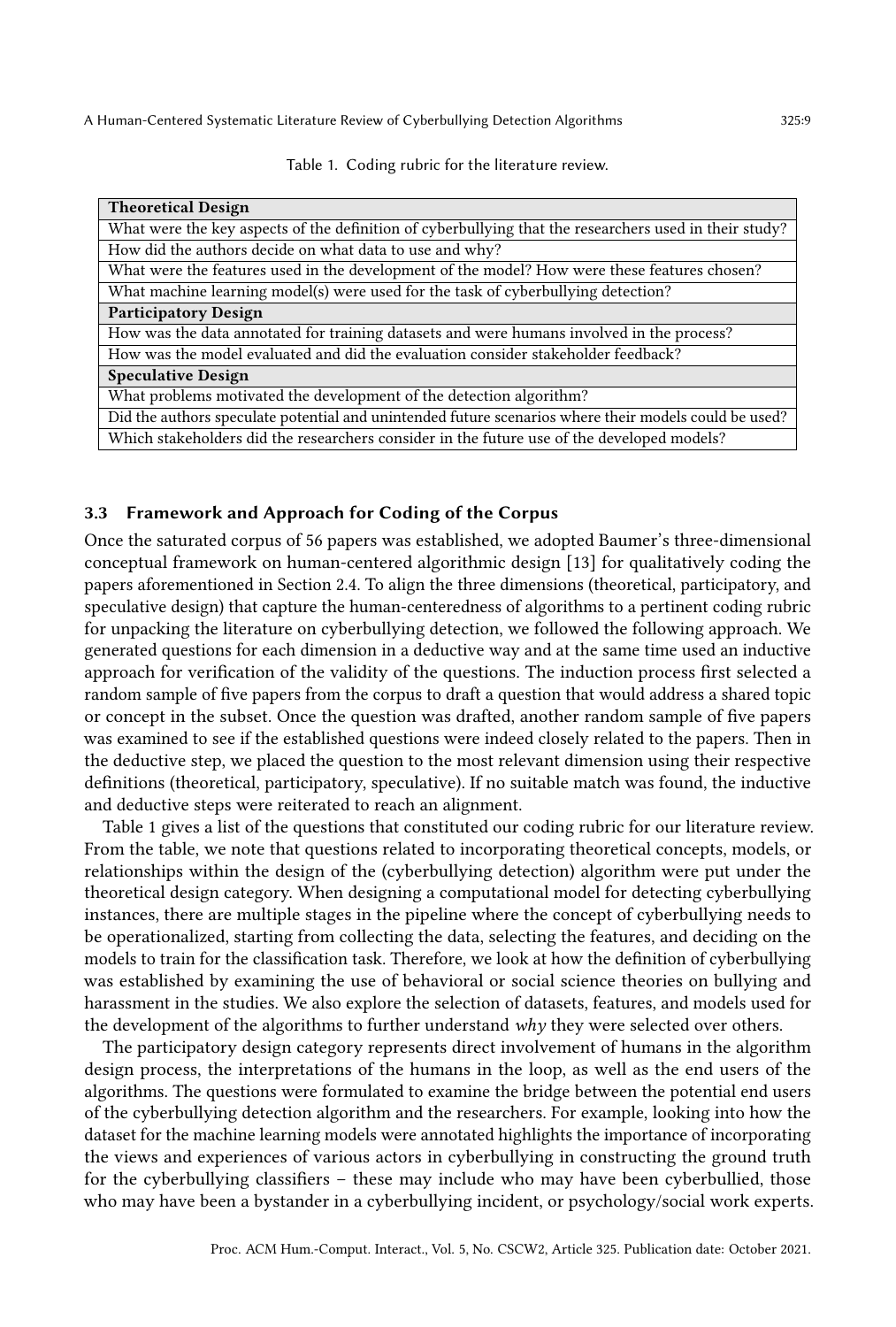Table 1. Coding rubric for the literature review.

| **Theoretical Design** |
|---|
| What were the key aspects of the definition of cyberbullying that the researchers used in their study? |
| How did the authors decide on what data to use and why? |
| What were the features used in the development of the model? How were these features chosen? |
| What machine learning model(s) were used for the task of cyberbullying detection? |
| **Participatory Design** |
| How was the data annotated for training datasets and were humans involved in the process? |
| How was the model evaluated and did the evaluation consider stakeholder feedback? |
| **Speculative Design** |
| What problems motivated the development of the detection algorithm? |
| Did the authors speculate potential and unintended future scenarios where their models could be used? |
| Which stakeholders did the researchers consider in the future use of the developed models? |

### 3.3 Framework and Approach for Coding of the Corpus

Once the saturated corpus of 56 papers was established, we adopted Baumer's three-dimensional conceptual framework on human-centered algorithmic design [13] for qualitatively coding the papers aforementioned in Section 2.4. To align the three dimensions (theoretical, participatory, and speculative design) that capture the human-centeredness of algorithms to a pertinent coding rubric for unpacking the literature on cyberbullying detection, we followed the following approach. We generated questions for each dimension in a deductive way and at the same time used an inductive approach for verification of the validity of the questions. The induction process first selected a random sample of five papers from the corpus to draft a question that would address a shared topic or concept in the subset. Once the question was drafted, another random sample of five papers was examined to see if the established questions were indeed closely related to the papers. Then in the deductive step, we placed the question to the most relevant dimension using their respective definitions (theoretical, participatory, speculative). If no suitable match was found, the inductive and deductive steps were reiterated to reach an alignment.

Table 1 gives a list of the questions that constituted our coding rubric for our literature review. From the table, we note that questions related to incorporating theoretical concepts, models, or relationships within the design of the (cyberbullying detection) algorithm were put under the theoretical design category. When designing a computational model for detecting cyberbullying instances, there are multiple stages in the pipeline where the concept of cyberbullying needs to be operationalized, starting from collecting the data, selecting the features, and deciding on the models to train for the classification task. Therefore, we look at how the definition of cyberbullying was established by examining the use of behavioral or social science theories on bullying and harassment in the studies. We also explore the selection of datasets, features, and models used for the development of the algorithms to further understand *why* they were selected over others.

The participatory design category represents direct involvement of humans in the algorithm design process, the interpretations of the humans in the loop, as well as the end users of the algorithms. The questions were formulated to examine the bridge between the potential end users of the cyberbullying detection algorithm and the researchers. For example, looking into how the dataset for the machine learning models were annotated highlights the importance of incorporating the views and experiences of various actors in cyberbullying in constructing the ground truth for the cyberbullying classifiers – these may include who may have been cyberbullied, those who may have been a bystander in a cyberbullying incident, or psychology/social work experts.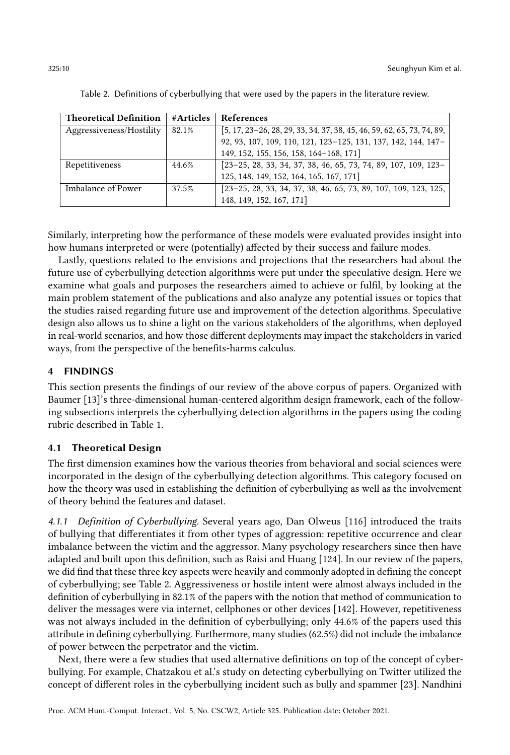Table 2. Definitions of cyberbullying that were used by the papers in the literature review.

| Theoretical Definition | #Articles | References |
| --- | --- | --- |
| Aggressiveness/Hostility | 82.1% | [5, 17, 23–26, 28, 29, 33, 34, 37, 38, 45, 46, 59, 62, 65, 73, 74, 89, 92, 93, 107, 109, 110, 121, 123–125, 131, 137, 142, 144, 147–149, 152, 155, 156, 158, 164–168, 171] |
| Repetitiveness | 44.6% | [23–25, 28, 33, 34, 37, 38, 46, 65, 73, 74, 89, 107, 109, 123–125, 148, 149, 152, 164, 165, 167, 171] |
| Imbalance of Power | 37.5% | [23–25, 28, 33, 34, 37, 38, 46, 65, 73, 89, 107, 109, 123, 125, 148, 149, 152, 167, 171] |

Similarly, interpreting how the performance of these models were evaluated provides insight into how humans interpreted or were (potentially) affected by their success and failure modes.

Lastly, questions related to the envisions and projections that the researchers had about the future use of cyberbullying detection algorithms were put under the speculative design. Here we examine what goals and purposes the researchers aimed to achieve or fulfil, by looking at the main problem statement of the publications and also analyze any potential issues or topics that the studies raised regarding future use and improvement of the detection algorithms. Speculative design also allows us to shine a light on the various stakeholders of the algorithms, when deployed in real-world scenarios, and how those different deployments may impact the stakeholders in varied ways, from the perspective of the benefits-harms calculus.

## 4 FINDINGS

This section presents the findings of our review of the above corpus of papers. Organized with Baumer [13]'s three-dimensional human-centered algorithm design framework, each of the following subsections interprets the cyberbullying detection algorithms in the papers using the coding rubric described in Table 1.

### 4.1 Theoretical Design

The first dimension examines how the various theories from behavioral and social sciences were incorporated in the design of the cyberbullying detection algorithms. This category focused on how the theory was used in establishing the definition of cyberbullying as well as the involvement of theory behind the features and dataset.

*4.1.1 Definition of Cyberbullying.* Several years ago, Dan Olweus [116] introduced the traits of bullying that differentiates it from other types of aggression: repetitive occurrence and clear imbalance between the victim and the aggressor. Many psychology researchers since then have adapted and built upon this definition, such as Raisi and Huang [124]. In our review of the papers, we did find that these three key aspects were heavily and commonly adopted in defining the concept of cyberbullying; see Table 2. Aggressiveness or hostile intent were almost always included in the definition of cyberbullying in 82.1% of the papers with the notion that method of communication to deliver the messages were via internet, cellphones or other devices [142]. However, repetitiveness was not always included in the definition of cyberbullying; only 44.6% of the papers used this attribute in defining cyberbullying. Furthermore, many studies (62.5%) did not include the imbalance of power between the perpetrator and the victim.

Next, there were a few studies that used alternative definitions on top of the concept of cyberbullying. For example, Chatzakou et al.'s study on detecting cyberbullying on Twitter utilized the concept of different roles in the cyberbullying incident such as bully and spammer [23]. Nandhini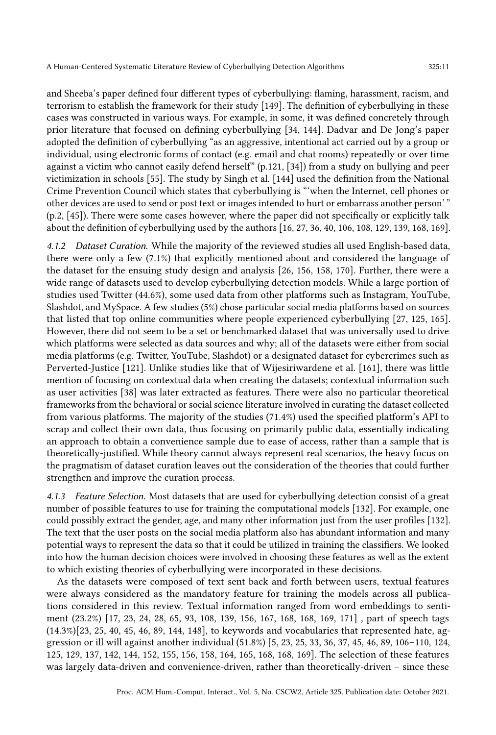and Sheeba's paper defined four different types of cyberbullying: flaming, harassment, racism, and terrorism to establish the framework for their study [149]. The definition of cyberbullying in these cases was constructed in various ways. For example, in some, it was defined concretely through prior literature that focused on defining cyberbullying [34, 144]. Dadvar and De Jong's paper adopted the definition of cyberbullying "as an aggressive, intentional act carried out by a group or individual, using electronic forms of contact (e.g. email and chat rooms) repeatedly or over time against a victim who cannot easily defend herself" (p.121, [34]) from a study on bullying and peer victimization in schools [55]. The study by Singh et al. [144] used the definition from the National Crime Prevention Council which states that cyberbullying is "'when the Internet, cell phones or other devices are used to send or post text or images intended to hurt or embarrass another person' " (p.2, [45]). There were some cases however, where the paper did not specifically or explicitly talk about the definition of cyberbullying used by the authors [16, 27, 36, 40, 106, 108, 129, 139, 168, 169].

*4.1.2 Dataset Curation.* While the majority of the reviewed studies all used English-based data, there were only a few (7.1%) that explicitly mentioned about and considered the language of the dataset for the ensuing study design and analysis [26, 156, 158, 170]. Further, there were a wide range of datasets used to develop cyberbullying detection models. While a large portion of studies used Twitter (44.6%), some used data from other platforms such as Instagram, YouTube, Slashdot, and MySpace. A few studies (5%) chose particular social media platforms based on sources that listed that top online communities where people experienced cyberbullying [27, 125, 165]. However, there did not seem to be a set or benchmarked dataset that was universally used to drive which platforms were selected as data sources and why; all of the datasets were either from social media platforms (e.g. Twitter, YouTube, Slashdot) or a designated dataset for cybercrimes such as Perverted-Justice [121]. Unlike studies like that of Wijesiriwardene et al. [161], there was little mention of focusing on contextual data when creating the datasets; contextual information such as user activities [38] was later extracted as features. There were also no particular theoretical frameworks from the behavioral or social science literature involved in curating the dataset collected from various platforms. The majority of the studies (71.4%) used the specified platform's API to scrap and collect their own data, thus focusing on primarily public data, essentially indicating an approach to obtain a convenience sample due to ease of access, rather than a sample that is theoretically-justified. While theory cannot always represent real scenarios, the heavy focus on the pragmatism of dataset curation leaves out the consideration of the theories that could further strengthen and improve the curation process.

*4.1.3 Feature Selection.* Most datasets that are used for cyberbullying detection consist of a great number of possible features to use for training the computational models [132]. For example, one could possibly extract the gender, age, and many other information just from the user profiles [132]. The text that the user posts on the social media platform also has abundant information and many potential ways to represent the data so that it could be utilized in training the classifiers. We looked into how the human decision choices were involved in choosing these features as well as the extent to which existing theories of cyberbullying were incorporated in these decisions.

As the datasets were composed of text sent back and forth between users, textual features were always considered as the mandatory feature for training the models across all publications considered in this review. Textual information ranged from word embeddings to sentiment (23.2%) [17, 23, 24, 28, 65, 93, 108, 139, 156, 167, 168, 168, 169, 171] , part of speech tags (14.3%)[23, 25, 40, 45, 46, 89, 144, 148], to keywords and vocabularies that represented hate, aggression or ill will against another individual (51.8%) [5, 23, 25, 33, 36, 37, 45, 46, 89, 106–110, 124, 125, 129, 137, 142, 144, 152, 155, 156, 158, 164, 165, 168, 168, 169]. The selection of these features was largely data-driven and convenience-driven, rather than theoretically-driven – since these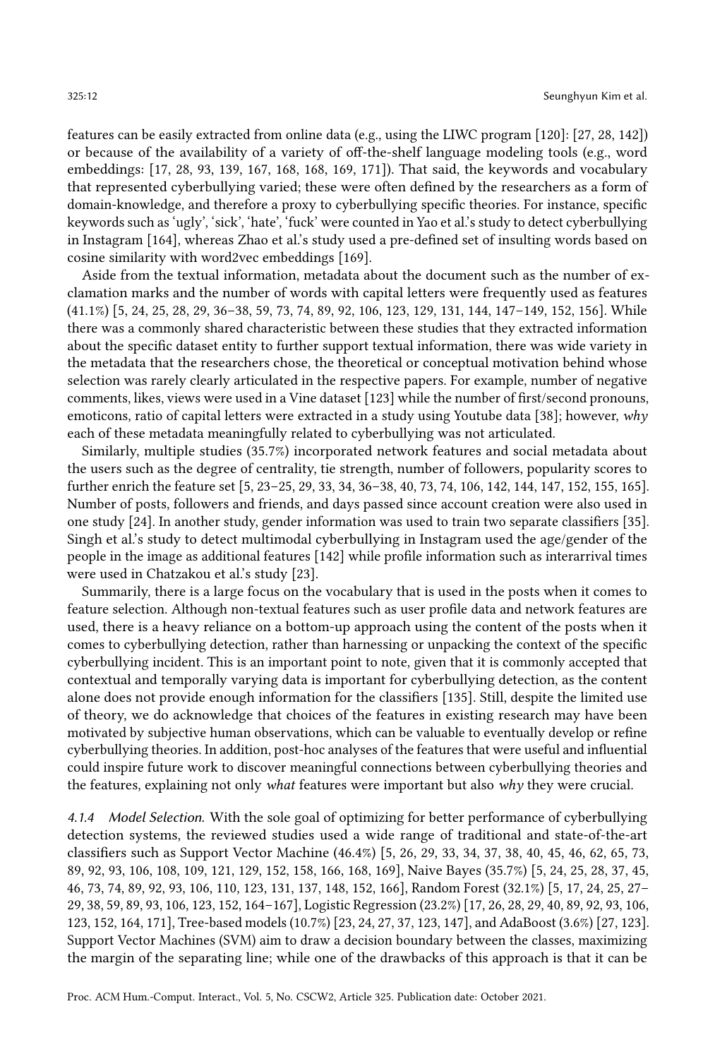features can be easily extracted from online data (e.g., using the LIWC program [120]: [27, 28, 142]) or because of the availability of a variety of off-the-shelf language modeling tools (e.g., word embeddings: [17, 28, 93, 139, 167, 168, 168, 169, 171]). That said, the keywords and vocabulary that represented cyberbullying varied; these were often defined by the researchers as a form of domain-knowledge, and therefore a proxy to cyberbullying specific theories. For instance, specific keywords such as 'ugly', 'sick', 'hate', 'fuck' were counted in Yao et al.'s study to detect cyberbullying in Instagram [164], whereas Zhao et al.'s study used a pre-defined set of insulting words based on cosine similarity with word2vec embeddings [169].

Aside from the textual information, metadata about the document such as the number of exclamation marks and the number of words with capital letters were frequently used as features (41.1%) [5, 24, 25, 28, 29, 36–38, 59, 73, 74, 89, 92, 106, 123, 129, 131, 144, 147–149, 152, 156]. While there was a commonly shared characteristic between these studies that they extracted information about the specific dataset entity to further support textual information, there was wide variety in the metadata that the researchers chose, the theoretical or conceptual motivation behind whose selection was rarely clearly articulated in the respective papers. For example, number of negative comments, likes, views were used in a Vine dataset [123] while the number of first/second pronouns, emoticons, ratio of capital letters were extracted in a study using Youtube data [38]; however, *why* each of these metadata meaningfully related to cyberbullying was not articulated.

Similarly, multiple studies (35.7%) incorporated network features and social metadata about the users such as the degree of centrality, tie strength, number of followers, popularity scores to further enrich the feature set [5, 23–25, 29, 33, 34, 36–38, 40, 73, 74, 106, 142, 144, 147, 152, 155, 165]. Number of posts, followers and friends, and days passed since account creation were also used in one study [24]. In another study, gender information was used to train two separate classifiers [35]. Singh et al.'s study to detect multimodal cyberbullying in Instagram used the age/gender of the people in the image as additional features [142] while profile information such as interarrival times were used in Chatzakou et al.'s study [23].

Summarily, there is a large focus on the vocabulary that is used in the posts when it comes to feature selection. Although non-textual features such as user profile data and network features are used, there is a heavy reliance on a bottom-up approach using the content of the posts when it comes to cyberbullying detection, rather than harnessing or unpacking the context of the specific cyberbullying incident. This is an important point to note, given that it is commonly accepted that contextual and temporally varying data is important for cyberbullying detection, as the content alone does not provide enough information for the classifiers [135]. Still, despite the limited use of theory, we do acknowledge that choices of the features in existing research may have been motivated by subjective human observations, which can be valuable to eventually develop or refine cyberbullying theories. In addition, post-hoc analyses of the features that were useful and influential could inspire future work to discover meaningful connections between cyberbullying theories and the features, explaining not only *what* features were important but also *why* they were crucial.

*4.1.4 Model Selection.* With the sole goal of optimizing for better performance of cyberbullying detection systems, the reviewed studies used a wide range of traditional and state-of-the-art classifiers such as Support Vector Machine (46.4%) [5, 26, 29, 33, 34, 37, 38, 40, 45, 46, 62, 65, 73, 89, 92, 93, 106, 108, 109, 121, 129, 152, 158, 166, 168, 169], Naive Bayes (35.7%) [5, 24, 25, 28, 37, 45, 46, 73, 74, 89, 92, 93, 106, 110, 123, 131, 137, 148, 152, 166], Random Forest (32.1%) [5, 17, 24, 25, 27–29, 38, 59, 89, 93, 106, 123, 152, 164–167], Logistic Regression (23.2%) [17, 26, 28, 29, 40, 89, 92, 93, 106, 123, 152, 164, 171], Tree-based models (10.7%) [23, 24, 27, 37, 123, 147], and AdaBoost (3.6%) [27, 123]. Support Vector Machines (SVM) aim to draw a decision boundary between the classes, maximizing the margin of the separating line; while one of the drawbacks of this approach is that it can be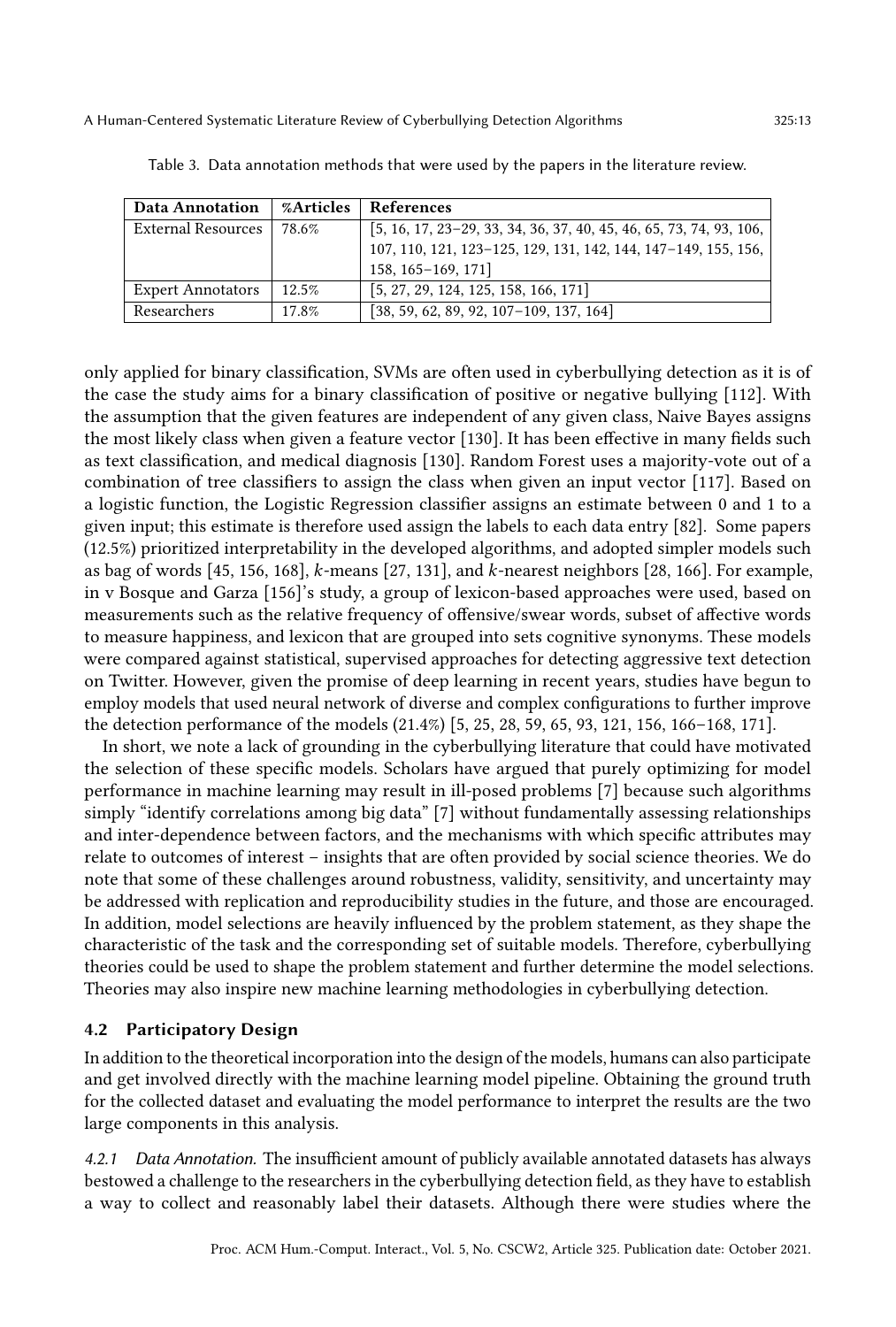Table 3. Data annotation methods that were used by the papers in the literature review.

| Data Annotation | %Articles | References |
|---|---|---|
| External Resources | 78.6% | [5, 16, 17, 23–29, 33, 34, 36, 37, 40, 45, 46, 65, 73, 74, 93, 106, 107, 110, 121, 123–125, 129, 131, 142, 144, 147–149, 155, 156, 158, 165–169, 171] |
| Expert Annotators | 12.5% | [5, 27, 29, 124, 125, 158, 166, 171] |
| Researchers | 17.8% | [38, 59, 62, 89, 92, 107–109, 137, 164] |

only applied for binary classification, SVMs are often used in cyberbullying detection as it is of the case the study aims for a binary classification of positive or negative bullying [112]. With the assumption that the given features are independent of any given class, Naive Bayes assigns the most likely class when given a feature vector [130]. It has been effective in many fields such as text classification, and medical diagnosis [130]. Random Forest uses a majority-vote out of a combination of tree classifiers to assign the class when given an input vector [117]. Based on a logistic function, the Logistic Regression classifier assigns an estimate between 0 and 1 to a given input; this estimate is therefore used assign the labels to each data entry [82]. Some papers (12.5%) prioritized interpretability in the developed algorithms, and adopted simpler models such as bag of words [45, 156, 168], $k$-means [27, 131], and $k$-nearest neighbors [28, 166]. For example, in v Bosque and Garza [156]'s study, a group of lexicon-based approaches were used, based on measurements such as the relative frequency of offensive/swear words, subset of affective words to measure happiness, and lexicon that are grouped into sets cognitive synonyms. These models were compared against statistical, supervised approaches for detecting aggressive text detection on Twitter. However, given the promise of deep learning in recent years, studies have begun to employ models that used neural network of diverse and complex configurations to further improve the detection performance of the models (21.4%) [5, 25, 28, 59, 65, 93, 121, 156, 166–168, 171].

In short, we note a lack of grounding in the cyberbullying literature that could have motivated the selection of these specific models. Scholars have argued that purely optimizing for model performance in machine learning may result in ill-posed problems [7] because such algorithms simply "identify correlations among big data" [7] without fundamentally assessing relationships and inter-dependence between factors, and the mechanisms with which specific attributes may relate to outcomes of interest – insights that are often provided by social science theories. We do note that some of these challenges around robustness, validity, sensitivity, and uncertainty may be addressed with replication and reproducibility studies in the future, and those are encouraged. In addition, model selections are heavily influenced by the problem statement, as they shape the characteristic of the task and the corresponding set of suitable models. Therefore, cyberbullying theories could be used to shape the problem statement and further determine the model selections. Theories may also inspire new machine learning methodologies in cyberbullying detection.

### 4.2 Participatory Design

In addition to the theoretical incorporation into the design of the models, humans can also participate and get involved directly with the machine learning model pipeline. Obtaining the ground truth for the collected dataset and evaluating the model performance to interpret the results are the two large components in this analysis.

*4.2.1 Data Annotation.* The insufficient amount of publicly available annotated datasets has always bestowed a challenge to the researchers in the cyberbullying detection field, as they have to establish a way to collect and reasonably label their datasets. Although there were studies where the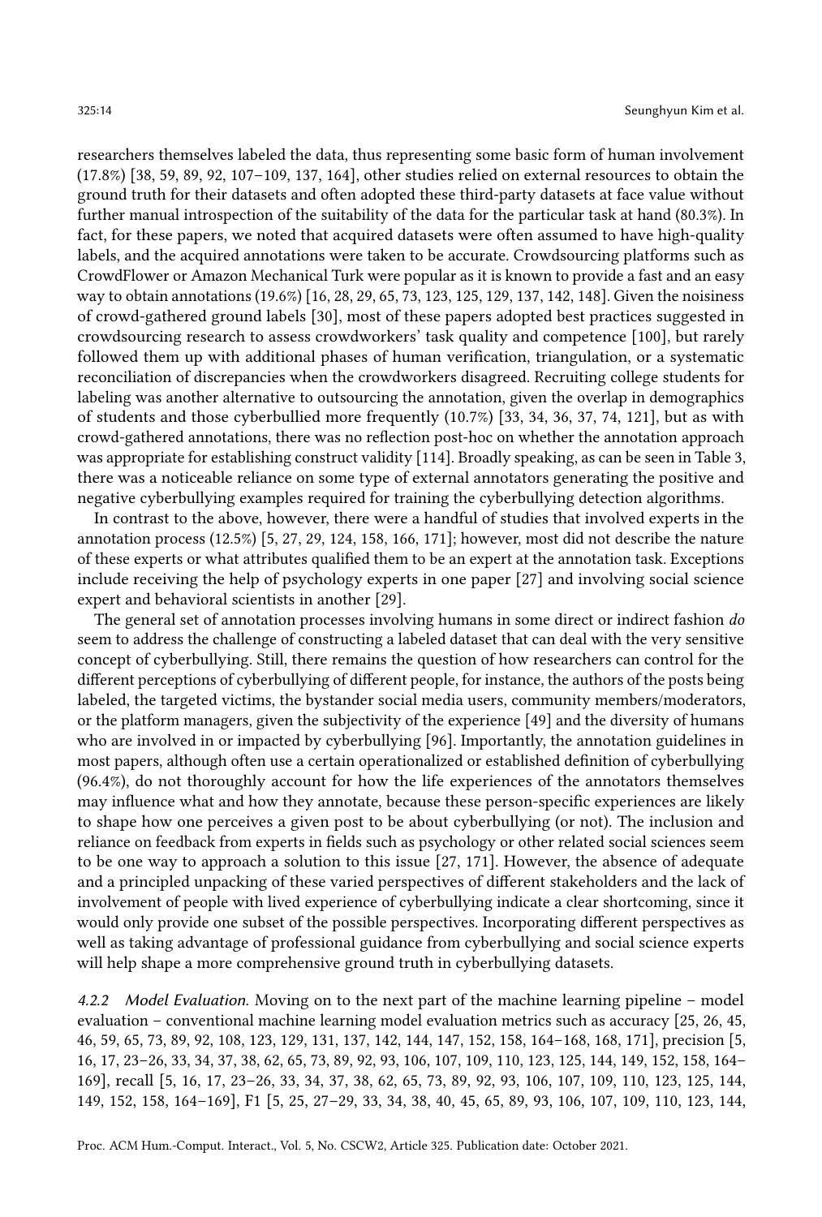researchers themselves labeled the data, thus representing some basic form of human involvement (17.8%) [38, 59, 89, 92, 107–109, 137, 164], other studies relied on external resources to obtain the ground truth for their datasets and often adopted these third-party datasets at face value without further manual introspection of the suitability of the data for the particular task at hand (80.3%). In fact, for these papers, we noted that acquired datasets were often assumed to have high-quality labels, and the acquired annotations were taken to be accurate. Crowdsourcing platforms such as CrowdFlower or Amazon Mechanical Turk were popular as it is known to provide a fast and an easy way to obtain annotations (19.6%) [16, 28, 29, 65, 73, 123, 125, 129, 137, 142, 148]. Given the noisiness of crowd-gathered ground labels [30], most of these papers adopted best practices suggested in crowdsourcing research to assess crowdworkers' task quality and competence [100], but rarely followed them up with additional phases of human verification, triangulation, or a systematic reconciliation of discrepancies when the crowdworkers disagreed. Recruiting college students for labeling was another alternative to outsourcing the annotation, given the overlap in demographics of students and those cyberbullied more frequently (10.7%) [33, 34, 36, 37, 74, 121], but as with crowd-gathered annotations, there was no reflection post-hoc on whether the annotation approach was appropriate for establishing construct validity [114]. Broadly speaking, as can be seen in Table 3, there was a noticeable reliance on some type of external annotators generating the positive and negative cyberbullying examples required for training the cyberbullying detection algorithms.

In contrast to the above, however, there were a handful of studies that involved experts in the annotation process (12.5%) [5, 27, 29, 124, 158, 166, 171]; however, most did not describe the nature of these experts or what attributes qualified them to be an expert at the annotation task. Exceptions include receiving the help of psychology experts in one paper [27] and involving social science expert and behavioral scientists in another [29].

The general set of annotation processes involving humans in some direct or indirect fashion *do* seem to address the challenge of constructing a labeled dataset that can deal with the very sensitive concept of cyberbullying. Still, there remains the question of how researchers can control for the different perceptions of cyberbullying of different people, for instance, the authors of the posts being labeled, the targeted victims, the bystander social media users, community members/moderators, or the platform managers, given the subjectivity of the experience [49] and the diversity of humans who are involved in or impacted by cyberbullying [96]. Importantly, the annotation guidelines in most papers, although often use a certain operationalized or established definition of cyberbullying (96.4%), do not thoroughly account for how the life experiences of the annotators themselves may influence what and how they annotate, because these person-specific experiences are likely to shape how one perceives a given post to be about cyberbullying (or not). The inclusion and reliance on feedback from experts in fields such as psychology or other related social sciences seem to be one way to approach a solution to this issue [27, 171]. However, the absence of adequate and a principled unpacking of these varied perspectives of different stakeholders and the lack of involvement of people with lived experience of cyberbullying indicate a clear shortcoming, since it would only provide one subset of the possible perspectives. Incorporating different perspectives as well as taking advantage of professional guidance from cyberbullying and social science experts will help shape a more comprehensive ground truth in cyberbullying datasets.

#### 4.2.2 *Model Evaluation.*

Moving on to the next part of the machine learning pipeline – model evaluation – conventional machine learning model evaluation metrics such as accuracy [25, 26, 45, 46, 59, 65, 73, 89, 92, 108, 123, 129, 131, 137, 142, 144, 147, 152, 158, 164–168, 168, 171], precision [5, 16, 17, 23–26, 33, 34, 37, 38, 62, 65, 73, 89, 92, 93, 106, 107, 109, 110, 123, 125, 144, 149, 152, 158, 164–169], recall [5, 16, 17, 23–26, 33, 34, 37, 38, 62, 65, 73, 89, 92, 93, 106, 107, 109, 110, 123, 125, 144, 149, 152, 158, 164–169], F1 [5, 25, 27–29, 33, 34, 38, 40, 45, 65, 89, 93, 106, 107, 109, 110, 123, 144,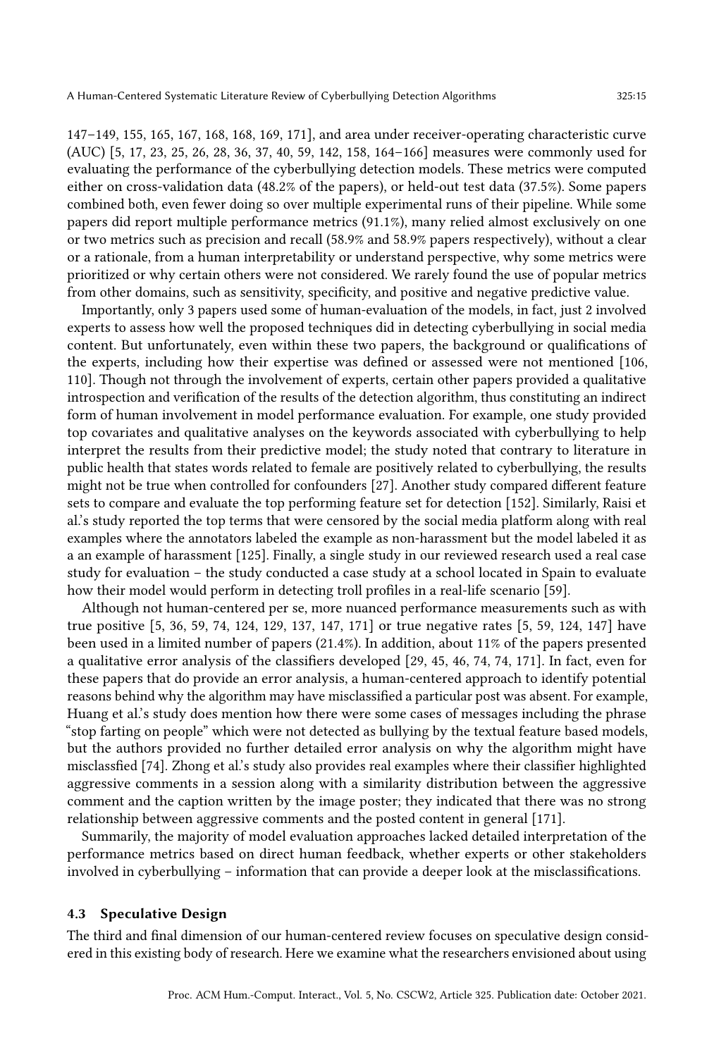147–149, 155, 165, 167, 168, 168, 169, 171], and area under receiver-operating characteristic curve (AUC) [5, 17, 23, 25, 26, 28, 36, 37, 40, 59, 142, 158, 164–166] measures were commonly used for evaluating the performance of the cyberbullying detection models. These metrics were computed either on cross-validation data (48.2% of the papers), or held-out test data (37.5%). Some papers combined both, even fewer doing so over multiple experimental runs of their pipeline. While some papers did report multiple performance metrics (91.1%), many relied almost exclusively on one or two metrics such as precision and recall (58.9% and 58.9% papers respectively), without a clear or a rationale, from a human interpretability or understand perspective, why some metrics were prioritized or why certain others were not considered. We rarely found the use of popular metrics from other domains, such as sensitivity, specificity, and positive and negative predictive value.

Importantly, only 3 papers used some of human-evaluation of the models, in fact, just 2 involved experts to assess how well the proposed techniques did in detecting cyberbullying in social media content. But unfortunately, even within these two papers, the background or qualifications of the experts, including how their expertise was defined or assessed were not mentioned [106, 110]. Though not through the involvement of experts, certain other papers provided a qualitative introspection and verification of the results of the detection algorithm, thus constituting an indirect form of human involvement in model performance evaluation. For example, one study provided top covariates and qualitative analyses on the keywords associated with cyberbullying to help interpret the results from their predictive model; the study noted that contrary to literature in public health that states words related to female are positively related to cyberbullying, the results might not be true when controlled for confounders [27]. Another study compared different feature sets to compare and evaluate the top performing feature set for detection [152]. Similarly, Raisi et al.'s study reported the top terms that were censored by the social media platform along with real examples where the annotators labeled the example as non-harassment but the model labeled it as a an example of harassment [125]. Finally, a single study in our reviewed research used a real case study for evaluation – the study conducted a case study at a school located in Spain to evaluate how their model would perform in detecting troll profiles in a real-life scenario [59].

Although not human-centered per se, more nuanced performance measurements such as with true positive [5, 36, 59, 74, 124, 129, 137, 147, 171] or true negative rates [5, 59, 124, 147] have been used in a limited number of papers (21.4%). In addition, about 11% of the papers presented a qualitative error analysis of the classifiers developed [29, 45, 46, 74, 74, 171]. In fact, even for these papers that do provide an error analysis, a human-centered approach to identify potential reasons behind why the algorithm may have misclassified a particular post was absent. For example, Huang et al.'s study does mention how there were some cases of messages including the phrase "stop farting on people" which were not detected as bullying by the textual feature based models, but the authors provided no further detailed error analysis on why the algorithm might have misclassfied [74]. Zhong et al.'s study also provides real examples where their classifier highlighted aggressive comments in a session along with a similarity distribution between the aggressive comment and the caption written by the image poster; they indicated that there was no strong relationship between aggressive comments and the posted content in general [171].

Summarily, the majority of model evaluation approaches lacked detailed interpretation of the performance metrics based on direct human feedback, whether experts or other stakeholders involved in cyberbullying – information that can provide a deeper look at the misclassifications.

### 4.3 Speculative Design

The third and final dimension of our human-centered review focuses on speculative design considered in this existing body of research. Here we examine what the researchers envisioned about using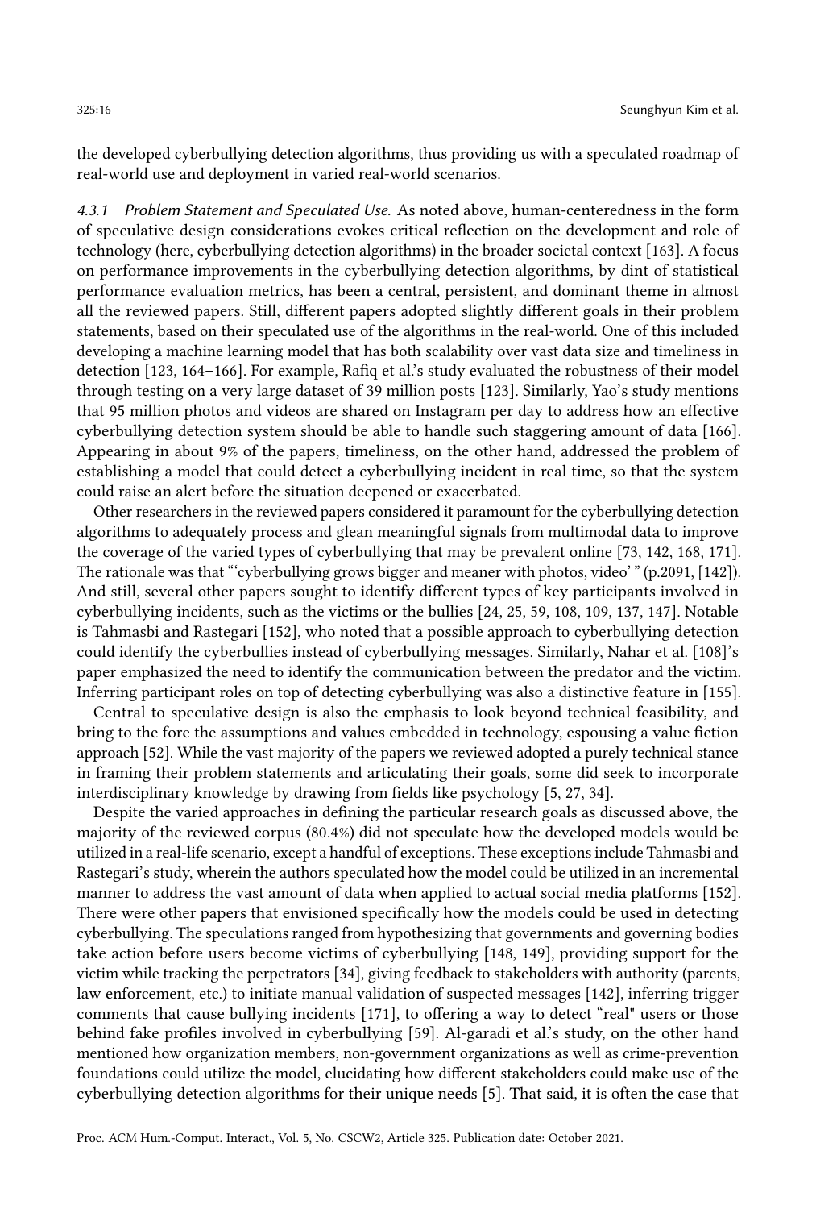the developed cyberbullying detection algorithms, thus providing us with a speculated roadmap of real-world use and deployment in varied real-world scenarios.

#### 4.3.1 Problem Statement and Speculated Use.

As noted above, human-centeredness in the form of speculative design considerations evokes critical reflection on the development and role of technology (here, cyberbullying detection algorithms) in the broader societal context [163]. A focus on performance improvements in the cyberbullying detection algorithms, by dint of statistical performance evaluation metrics, has been a central, persistent, and dominant theme in almost all the reviewed papers. Still, different papers adopted slightly different goals in their problem statements, based on their speculated use of the algorithms in the real-world. One of this included developing a machine learning model that has both scalability over vast data size and timeliness in detection [123, 164–166]. For example, Rafiq et al.'s study evaluated the robustness of their model through testing on a very large dataset of 39 million posts [123]. Similarly, Yao's study mentions that 95 million photos and videos are shared on Instagram per day to address how an effective cyberbullying detection system should be able to handle such staggering amount of data [166]. Appearing in about 9% of the papers, timeliness, on the other hand, addressed the problem of establishing a model that could detect a cyberbullying incident in real time, so that the system could raise an alert before the situation deepened or exacerbated.

Other researchers in the reviewed papers considered it paramount for the cyberbullying detection algorithms to adequately process and glean meaningful signals from multimodal data to improve the coverage of the varied types of cyberbullying that may be prevalent online [73, 142, 168, 171]. The rationale was that "'cyberbullying grows bigger and meaner with photos, video' " (p.2091, [142]). And still, several other papers sought to identify different types of key participants involved in cyberbullying incidents, such as the victims or the bullies [24, 25, 59, 108, 109, 137, 147]. Notable is Tahmasbi and Rastegari [152], who noted that a possible approach to cyberbullying detection could identify the cyberbullies instead of cyberbullying messages. Similarly, Nahar et al. [108]'s paper emphasized the need to identify the communication between the predator and the victim. Inferring participant roles on top of detecting cyberbullying was also a distinctive feature in [155].

Central to speculative design is also the emphasis to look beyond technical feasibility, and bring to the fore the assumptions and values embedded in technology, espousing a value fiction approach [52]. While the vast majority of the papers we reviewed adopted a purely technical stance in framing their problem statements and articulating their goals, some did seek to incorporate interdisciplinary knowledge by drawing from fields like psychology [5, 27, 34].

Despite the varied approaches in defining the particular research goals as discussed above, the majority of the reviewed corpus (80.4%) did not speculate how the developed models would be utilized in a real-life scenario, except a handful of exceptions. These exceptions include Tahmasbi and Rastegari's study, wherein the authors speculated how the model could be utilized in an incremental manner to address the vast amount of data when applied to actual social media platforms [152]. There were other papers that envisioned specifically how the models could be used in detecting cyberbullying. The speculations ranged from hypothesizing that governments and governing bodies take action before users become victims of cyberbullying [148, 149], providing support for the victim while tracking the perpetrators [34], giving feedback to stakeholders with authority (parents, law enforcement, etc.) to initiate manual validation of suspected messages [142], inferring trigger comments that cause bullying incidents [171], to offering a way to detect "real" users or those behind fake profiles involved in cyberbullying [59]. Al-garadi et al.'s study, on the other hand mentioned how organization members, non-government organizations as well as crime-prevention foundations could utilize the model, elucidating how different stakeholders could make use of the cyberbullying detection algorithms for their unique needs [5]. That said, it is often the case that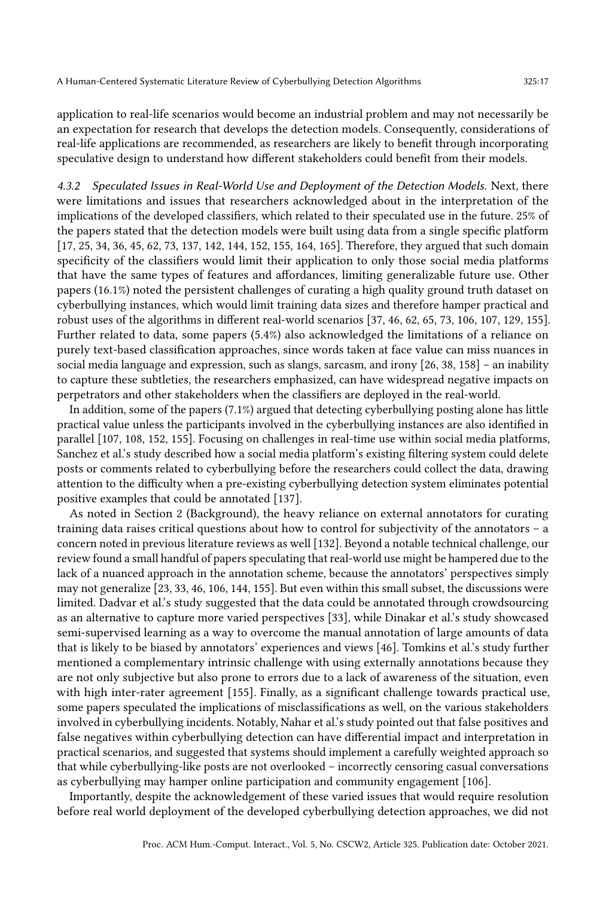application to real-life scenarios would become an industrial problem and may not necessarily be an expectation for research that develops the detection models. Consequently, considerations of real-life applications are recommended, as researchers are likely to benefit through incorporating speculative design to understand how different stakeholders could benefit from their models.

#### 4.3.2 Speculated Issues in Real-World Use and Deployment of the Detection Models.

Next, there were limitations and issues that researchers acknowledged about in the interpretation of the implications of the developed classifiers, which related to their speculated use in the future. 25% of the papers stated that the detection models were built using data from a single specific platform [17, 25, 34, 36, 45, 62, 73, 137, 142, 144, 152, 155, 164, 165]. Therefore, they argued that such domain specificity of the classifiers would limit their application to only those social media platforms that have the same types of features and affordances, limiting generalizable future use. Other papers (16.1%) noted the persistent challenges of curating a high quality ground truth dataset on cyberbullying instances, which would limit training data sizes and therefore hamper practical and robust uses of the algorithms in different real-world scenarios [37, 46, 62, 65, 73, 106, 107, 129, 155]. Further related to data, some papers (5.4%) also acknowledged the limitations of a reliance on purely text-based classification approaches, since words taken at face value can miss nuances in social media language and expression, such as slangs, sarcasm, and irony [26, 38, 158] – an inability to capture these subtleties, the researchers emphasized, can have widespread negative impacts on perpetrators and other stakeholders when the classifiers are deployed in the real-world.

In addition, some of the papers (7.1%) argued that detecting cyberbullying posting alone has little practical value unless the participants involved in the cyberbullying instances are also identified in parallel [107, 108, 152, 155]. Focusing on challenges in real-time use within social media platforms, Sanchez et al.'s study described how a social media platform's existing filtering system could delete posts or comments related to cyberbullying before the researchers could collect the data, drawing attention to the difficulty when a pre-existing cyberbullying detection system eliminates potential positive examples that could be annotated [137].

As noted in Section 2 (Background), the heavy reliance on external annotators for curating training data raises critical questions about how to control for subjectivity of the annotators – a concern noted in previous literature reviews as well [132]. Beyond a notable technical challenge, our review found a small handful of papers speculating that real-world use might be hampered due to the lack of a nuanced approach in the annotation scheme, because the annotators' perspectives simply may not generalize [23, 33, 46, 106, 144, 155]. But even within this small subset, the discussions were limited. Dadvar et al.'s study suggested that the data could be annotated through crowdsourcing as an alternative to capture more varied perspectives [33], while Dinakar et al.'s study showcased semi-supervised learning as a way to overcome the manual annotation of large amounts of data that is likely to be biased by annotators' experiences and views [46]. Tomkins et al.'s study further mentioned a complementary intrinsic challenge with using externally annotations because they are not only subjective but also prone to errors due to a lack of awareness of the situation, even with high inter-rater agreement [155]. Finally, as a significant challenge towards practical use, some papers speculated the implications of misclassifications as well, on the various stakeholders involved in cyberbullying incidents. Notably, Nahar et al.'s study pointed out that false positives and false negatives within cyberbullying detection can have differential impact and interpretation in practical scenarios, and suggested that systems should implement a carefully weighted approach so that while cyberbullying-like posts are not overlooked – incorrectly censoring casual conversations as cyberbullying may hamper online participation and community engagement [106].

Importantly, despite the acknowledgement of these varied issues that would require resolution before real world deployment of the developed cyberbullying detection approaches, we did not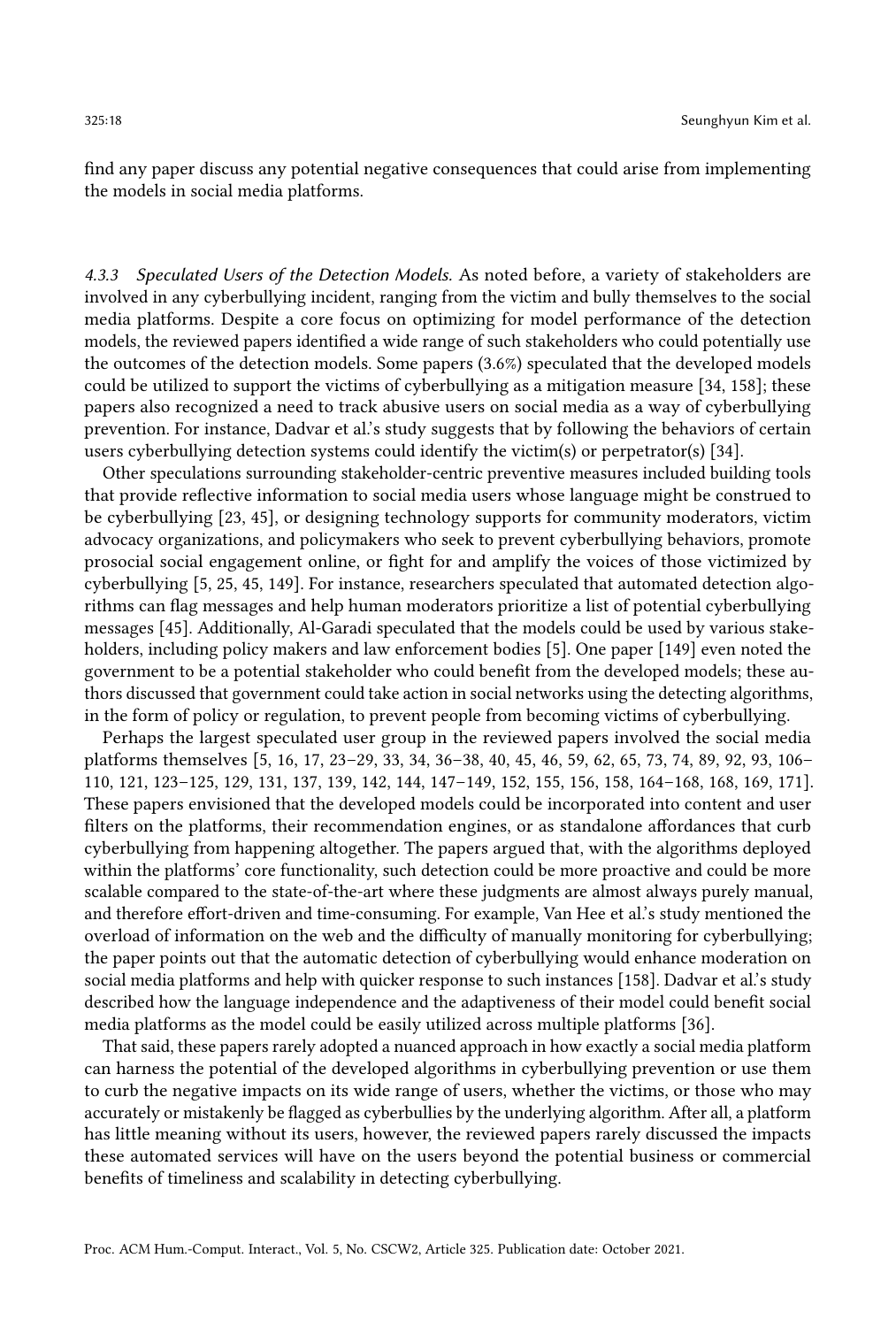find any paper discuss any potential negative consequences that could arise from implementing the models in social media platforms.

#### 4.3.3 *Speculated Users of the Detection Models.*

As noted before, a variety of stakeholders are involved in any cyberbullying incident, ranging from the victim and bully themselves to the social media platforms. Despite a core focus on optimizing for model performance of the detection models, the reviewed papers identified a wide range of such stakeholders who could potentially use the outcomes of the detection models. Some papers (3.6%) speculated that the developed models could be utilized to support the victims of cyberbullying as a mitigation measure [34, 158]; these papers also recognized a need to track abusive users on social media as a way of cyberbullying prevention. For instance, Dadvar et al.'s study suggests that by following the behaviors of certain users cyberbullying detection systems could identify the victim(s) or perpetrator(s) [34].

Other speculations surrounding stakeholder-centric preventive measures included building tools that provide reflective information to social media users whose language might be construed to be cyberbullying [23, 45], or designing technology supports for community moderators, victim advocacy organizations, and policymakers who seek to prevent cyberbullying behaviors, promote prosocial social engagement online, or fight for and amplify the voices of those victimized by cyberbullying [5, 25, 45, 149]. For instance, researchers speculated that automated detection algorithms can flag messages and help human moderators prioritize a list of potential cyberbullying messages [45]. Additionally, Al-Garadi speculated that the models could be used by various stakeholders, including policy makers and law enforcement bodies [5]. One paper [149] even noted the government to be a potential stakeholder who could benefit from the developed models; these authors discussed that government could take action in social networks using the detecting algorithms, in the form of policy or regulation, to prevent people from becoming victims of cyberbullying.

Perhaps the largest speculated user group in the reviewed papers involved the social media platforms themselves [5, 16, 17, 23–29, 33, 34, 36–38, 40, 45, 46, 59, 62, 65, 73, 74, 89, 92, 93, 106–110, 121, 123–125, 129, 131, 137, 139, 142, 144, 147–149, 152, 155, 156, 158, 164–168, 168, 169, 171]. These papers envisioned that the developed models could be incorporated into content and user filters on the platforms, their recommendation engines, or as standalone affordances that curb cyberbullying from happening altogether. The papers argued that, with the algorithms deployed within the platforms' core functionality, such detection could be more proactive and could be more scalable compared to the state-of-the-art where these judgments are almost always purely manual, and therefore effort-driven and time-consuming. For example, Van Hee et al.'s study mentioned the overload of information on the web and the difficulty of manually monitoring for cyberbullying; the paper points out that the automatic detection of cyberbullying would enhance moderation on social media platforms and help with quicker response to such instances [158]. Dadvar et al.'s study described how the language independence and the adaptiveness of their model could benefit social media platforms as the model could be easily utilized across multiple platforms [36].

That said, these papers rarely adopted a nuanced approach in how exactly a social media platform can harness the potential of the developed algorithms in cyberbullying prevention or use them to curb the negative impacts on its wide range of users, whether the victims, or those who may accurately or mistakenly be flagged as cyberbullies by the underlying algorithm. After all, a platform has little meaning without its users, however, the reviewed papers rarely discussed the impacts these automated services will have on the users beyond the potential business or commercial benefits of timeliness and scalability in detecting cyberbullying.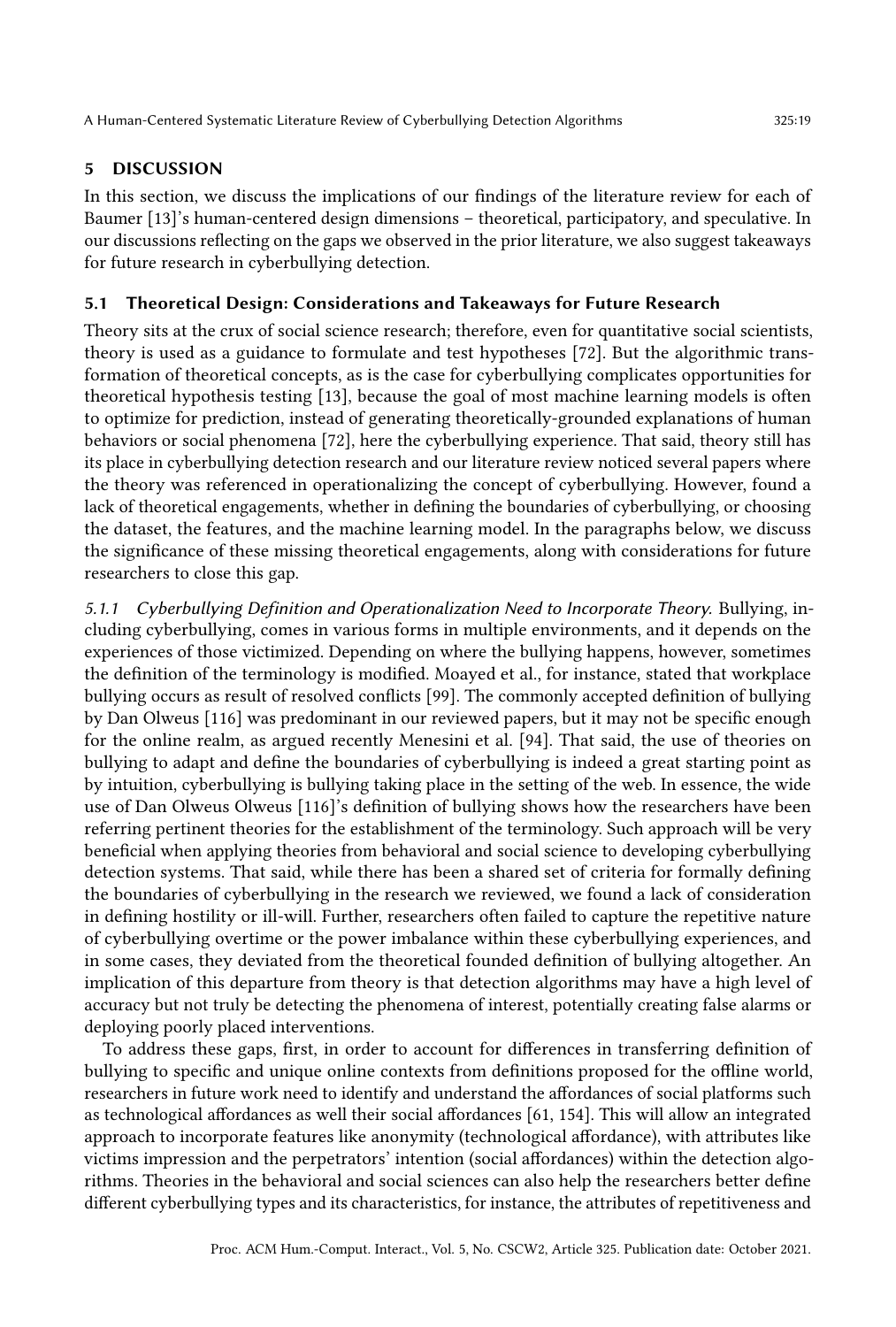## 5 DISCUSSION

In this section, we discuss the implications of our findings of the literature review for each of Baumer [13]'s human-centered design dimensions – theoretical, participatory, and speculative. In our discussions reflecting on the gaps we observed in the prior literature, we also suggest takeaways for future research in cyberbullying detection.

### 5.1 Theoretical Design: Considerations and Takeaways for Future Research

Theory sits at the crux of social science research; therefore, even for quantitative social scientists, theory is used as a guidance to formulate and test hypotheses [72]. But the algorithmic transformation of theoretical concepts, as is the case for cyberbullying complicates opportunities for theoretical hypothesis testing [13], because the goal of most machine learning models is often to optimize for prediction, instead of generating theoretically-grounded explanations of human behaviors or social phenomena [72], here the cyberbullying experience. That said, theory still has its place in cyberbullying detection research and our literature review noticed several papers where the theory was referenced in operationalizing the concept of cyberbullying. However, found a lack of theoretical engagements, whether in defining the boundaries of cyberbullying, or choosing the dataset, the features, and the machine learning model. In the paragraphs below, we discuss the significance of these missing theoretical engagements, along with considerations for future researchers to close this gap.

*5.1.1 Cyberbullying Definition and Operationalization Need to Incorporate Theory.* Bullying, including cyberbullying, comes in various forms in multiple environments, and it depends on the experiences of those victimized. Depending on where the bullying happens, however, sometimes the definition of the terminology is modified. Moayed et al., for instance, stated that workplace bullying occurs as result of resolved conflicts [99]. The commonly accepted definition of bullying by Dan Olweus [116] was predominant in our reviewed papers, but it may not be specific enough for the online realm, as argued recently Menesini et al. [94]. That said, the use of theories on bullying to adapt and define the boundaries of cyberbullying is indeed a great starting point as by intuition, cyberbullying is bullying taking place in the setting of the web. In essence, the wide use of Dan Olweus Olweus [116]'s definition of bullying shows how the researchers have been referring pertinent theories for the establishment of the terminology. Such approach will be very beneficial when applying theories from behavioral and social science to developing cyberbullying detection systems. That said, while there has been a shared set of criteria for formally defining the boundaries of cyberbullying in the research we reviewed, we found a lack of consideration in defining hostility or ill-will. Further, researchers often failed to capture the repetitive nature of cyberbullying overtime or the power imbalance within these cyberbullying experiences, and in some cases, they deviated from the theoretical founded definition of bullying altogether. An implication of this departure from theory is that detection algorithms may have a high level of accuracy but not truly be detecting the phenomena of interest, potentially creating false alarms or deploying poorly placed interventions.

To address these gaps, first, in order to account for differences in transferring definition of bullying to specific and unique online contexts from definitions proposed for the offline world, researchers in future work need to identify and understand the affordances of social platforms such as technological affordances as well their social affordances [61, 154]. This will allow an integrated approach to incorporate features like anonymity (technological affordance), with attributes like victims impression and the perpetrators' intention (social affordances) within the detection algorithms. Theories in the behavioral and social sciences can also help the researchers better define different cyberbullying types and its characteristics, for instance, the attributes of repetitiveness and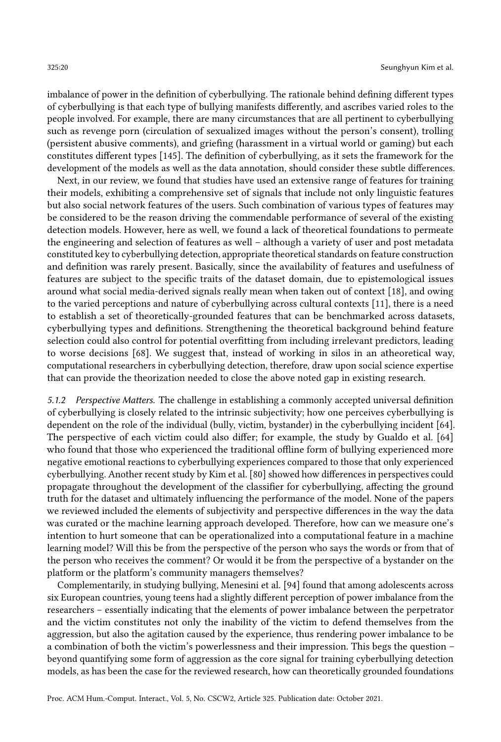imbalance of power in the definition of cyberbullying. The rationale behind defining different types of cyberbullying is that each type of bullying manifests differently, and ascribes varied roles to the people involved. For example, there are many circumstances that are all pertinent to cyberbullying such as revenge porn (circulation of sexualized images without the person's consent), trolling (persistent abusive comments), and griefing (harassment in a virtual world or gaming) but each constitutes different types [145]. The definition of cyberbullying, as it sets the framework for the development of the models as well as the data annotation, should consider these subtle differences.

Next, in our review, we found that studies have used an extensive range of features for training their models, exhibiting a comprehensive set of signals that include not only linguistic features but also social network features of the users. Such combination of various types of features may be considered to be the reason driving the commendable performance of several of the existing detection models. However, here as well, we found a lack of theoretical foundations to permeate the engineering and selection of features as well – although a variety of user and post metadata constituted key to cyberbullying detection, appropriate theoretical standards on feature construction and definition was rarely present. Basically, since the availability of features and usefulness of features are subject to the specific traits of the dataset domain, due to epistemological issues around what social media-derived signals really mean when taken out of context [18], and owing to the varied perceptions and nature of cyberbullying across cultural contexts [11], there is a need to establish a set of theoretically-grounded features that can be benchmarked across datasets, cyberbullying types and definitions. Strengthening the theoretical background behind feature selection could also control for potential overfitting from including irrelevant predictors, leading to worse decisions [68]. We suggest that, instead of working in silos in an atheoretical way, computational researchers in cyberbullying detection, therefore, draw upon social science expertise that can provide the theorization needed to close the above noted gap in existing research.

#### 5.1.2 *Perspective Matters.*

The challenge in establishing a commonly accepted universal definition of cyberbullying is closely related to the intrinsic subjectivity; how one perceives cyberbullying is dependent on the role of the individual (bully, victim, bystander) in the cyberbullying incident [64]. The perspective of each victim could also differ; for example, the study by Gualdo et al. [64] who found that those who experienced the traditional offline form of bullying experienced more negative emotional reactions to cyberbullying experiences compared to those that only experienced cyberbullying. Another recent study by Kim et al. [80] showed how differences in perspectives could propagate throughout the development of the classifier for cyberbullying, affecting the ground truth for the dataset and ultimately influencing the performance of the model. None of the papers we reviewed included the elements of subjectivity and perspective differences in the way the data was curated or the machine learning approach developed. Therefore, how can we measure one's intention to hurt someone that can be operationalized into a computational feature in a machine learning model? Will this be from the perspective of the person who says the words or from that of the person who receives the comment? Or would it be from the perspective of a bystander on the platform or the platform's community managers themselves?

Complementarily, in studying bullying, Menesini et al. [94] found that among adolescents across six European countries, young teens had a slightly different perception of power imbalance from the researchers – essentially indicating that the elements of power imbalance between the perpetrator and the victim constitutes not only the inability of the victim to defend themselves from the aggression, but also the agitation caused by the experience, thus rendering power imbalance to be a combination of both the victim's powerlessness and their impression. This begs the question – beyond quantifying some form of aggression as the core signal for training cyberbullying detection models, as has been the case for the reviewed research, how can theoretically grounded foundations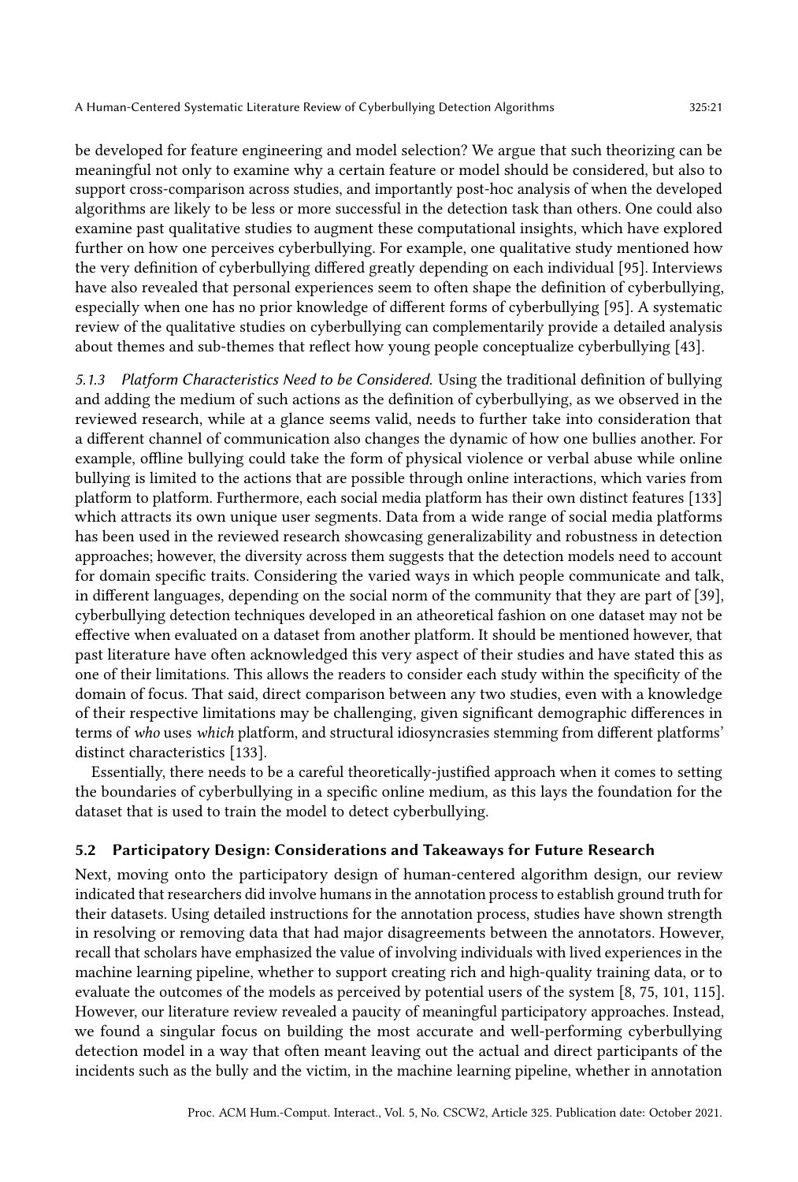be developed for feature engineering and model selection? We argue that such theorizing can be meaningful not only to examine why a certain feature or model should be considered, but also to support cross-comparison across studies, and importantly post-hoc analysis of when the developed algorithms are likely to be less or more successful in the detection task than others. One could also examine past qualitative studies to augment these computational insights, which have explored further on how one perceives cyberbullying. For example, one qualitative study mentioned how the very definition of cyberbullying differed greatly depending on each individual [95]. Interviews have also revealed that personal experiences seem to often shape the definition of cyberbullying, especially when one has no prior knowledge of different forms of cyberbullying [95]. A systematic review of the qualitative studies on cyberbullying can complementarily provide a detailed analysis about themes and sub-themes that reflect how young people conceptualize cyberbullying [43].

*5.1.3 Platform Characteristics Need to be Considered.* Using the traditional definition of bullying and adding the medium of such actions as the definition of cyberbullying, as we observed in the reviewed research, while at a glance seems valid, needs to further take into consideration that a different channel of communication also changes the dynamic of how one bullies another. For example, offline bullying could take the form of physical violence or verbal abuse while online bullying is limited to the actions that are possible through online interactions, which varies from platform to platform. Furthermore, each social media platform has their own distinct features [133] which attracts its own unique user segments. Data from a wide range of social media platforms has been used in the reviewed research showcasing generalizability and robustness in detection approaches; however, the diversity across them suggests that the detection models need to account for domain specific traits. Considering the varied ways in which people communicate and talk, in different languages, depending on the social norm of the community that they are part of [39], cyberbullying detection techniques developed in an atheoretical fashion on one dataset may not be effective when evaluated on a dataset from another platform. It should be mentioned however, that past literature have often acknowledged this very aspect of their studies and have stated this as one of their limitations. This allows the readers to consider each study within the specificity of the domain of focus. That said, direct comparison between any two studies, even with a knowledge of their respective limitations may be challenging, given significant demographic differences in terms of *who* uses *which* platform, and structural idiosyncrasies stemming from different platforms' distinct characteristics [133].

Essentially, there needs to be a careful theoretically-justified approach when it comes to setting the boundaries of cyberbullying in a specific online medium, as this lays the foundation for the dataset that is used to train the model to detect cyberbullying.

### 5.2 Participatory Design: Considerations and Takeaways for Future Research

Next, moving onto the participatory design of human-centered algorithm design, our review indicated that researchers did involve humans in the annotation process to establish ground truth for their datasets. Using detailed instructions for the annotation process, studies have shown strength in resolving or removing data that had major disagreements between the annotators. However, recall that scholars have emphasized the value of involving individuals with lived experiences in the machine learning pipeline, whether to support creating rich and high-quality training data, or to evaluate the outcomes of the models as perceived by potential users of the system [8, 75, 101, 115]. However, our literature review revealed a paucity of meaningful participatory approaches. Instead, we found a singular focus on building the most accurate and well-performing cyberbullying detection model in a way that often meant leaving out the actual and direct participants of the incidents such as the bully and the victim, in the machine learning pipeline, whether in annotation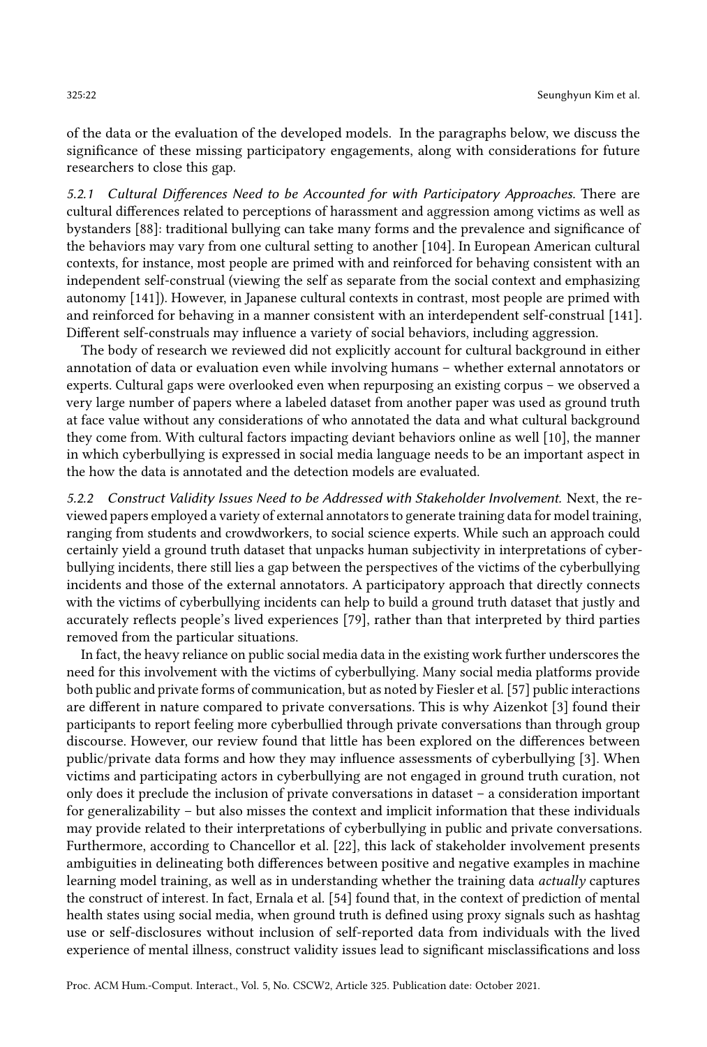of the data or the evaluation of the developed models. In the paragraphs below, we discuss the significance of these missing participatory engagements, along with considerations for future researchers to close this gap.

*5.2.1 Cultural Differences Need to be Accounted for with Participatory Approaches.* There are cultural differences related to perceptions of harassment and aggression among victims as well as bystanders [88]: traditional bullying can take many forms and the prevalence and significance of the behaviors may vary from one cultural setting to another [104]. In European American cultural contexts, for instance, most people are primed with and reinforced for behaving consistent with an independent self-construal (viewing the self as separate from the social context and emphasizing autonomy [141]). However, in Japanese cultural contexts in contrast, most people are primed with and reinforced for behaving in a manner consistent with an interdependent self-construal [141]. Different self-construals may influence a variety of social behaviors, including aggression.

The body of research we reviewed did not explicitly account for cultural background in either annotation of data or evaluation even while involving humans – whether external annotators or experts. Cultural gaps were overlooked even when repurposing an existing corpus – we observed a very large number of papers where a labeled dataset from another paper was used as ground truth at face value without any considerations of who annotated the data and what cultural background they come from. With cultural factors impacting deviant behaviors online as well [10], the manner in which cyberbullying is expressed in social media language needs to be an important aspect in the how the data is annotated and the detection models are evaluated.

*5.2.2 Construct Validity Issues Need to be Addressed with Stakeholder Involvement.* Next, the reviewed papers employed a variety of external annotators to generate training data for model training, ranging from students and crowdworkers, to social science experts. While such an approach could certainly yield a ground truth dataset that unpacks human subjectivity in interpretations of cyberbullying incidents, there still lies a gap between the perspectives of the victims of the cyberbullying incidents and those of the external annotators. A participatory approach that directly connects with the victims of cyberbullying incidents can help to build a ground truth dataset that justly and accurately reflects people's lived experiences [79], rather than that interpreted by third parties removed from the particular situations.

In fact, the heavy reliance on public social media data in the existing work further underscores the need for this involvement with the victims of cyberbullying. Many social media platforms provide both public and private forms of communication, but as noted by Fiesler et al. [57] public interactions are different in nature compared to private conversations. This is why Aizenkot [3] found their participants to report feeling more cyberbullied through private conversations than through group discourse. However, our review found that little has been explored on the differences between public/private data forms and how they may influence assessments of cyberbullying [3]. When victims and participating actors in cyberbullying are not engaged in ground truth curation, not only does it preclude the inclusion of private conversations in dataset – a consideration important for generalizability – but also misses the context and implicit information that these individuals may provide related to their interpretations of cyberbullying in public and private conversations. Furthermore, according to Chancellor et al. [22], this lack of stakeholder involvement presents ambiguities in delineating both differences between positive and negative examples in machine learning model training, as well as in understanding whether the training data *actually* captures the construct of interest. In fact, Ernala et al. [54] found that, in the context of prediction of mental health states using social media, when ground truth is defined using proxy signals such as hashtag use or self-disclosures without inclusion of self-reported data from individuals with the lived experience of mental illness, construct validity issues lead to significant misclassifications and loss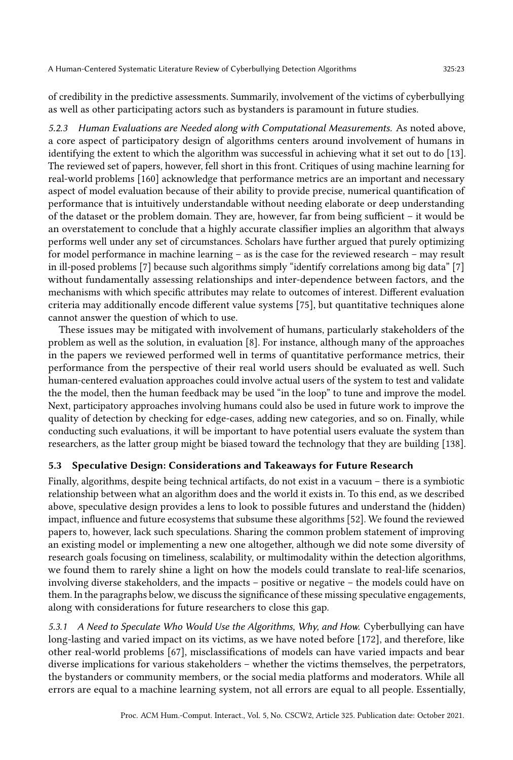of credibility in the predictive assessments. Summarily, involvement of the victims of cyberbullying as well as other participating actors such as bystanders is paramount in future studies.

#### 5.2.3 Human Evaluations are Needed along with Computational Measurements.

As noted above, a core aspect of participatory design of algorithms centers around involvement of humans in identifying the extent to which the algorithm was successful in achieving what it set out to do [13]. The reviewed set of papers, however, fell short in this front. Critiques of using machine learning for real-world problems [160] acknowledge that performance metrics are an important and necessary aspect of model evaluation because of their ability to provide precise, numerical quantification of performance that is intuitively understandable without needing elaborate or deep understanding of the dataset or the problem domain. They are, however, far from being sufficient – it would be an overstatement to conclude that a highly accurate classifier implies an algorithm that always performs well under any set of circumstances. Scholars have further argued that purely optimizing for model performance in machine learning – as is the case for the reviewed research – may result in ill-posed problems [7] because such algorithms simply "identify correlations among big data" [7] without fundamentally assessing relationships and inter-dependence between factors, and the mechanisms with which specific attributes may relate to outcomes of interest. Different evaluation criteria may additionally encode different value systems [75], but quantitative techniques alone cannot answer the question of which to use.

These issues may be mitigated with involvement of humans, particularly stakeholders of the problem as well as the solution, in evaluation [8]. For instance, although many of the approaches in the papers we reviewed performed well in terms of quantitative performance metrics, their performance from the perspective of their real world users should be evaluated as well. Such human-centered evaluation approaches could involve actual users of the system to test and validate the the model, then the human feedback may be used "in the loop" to tune and improve the model. Next, participatory approaches involving humans could also be used in future work to improve the quality of detection by checking for edge-cases, adding new categories, and so on. Finally, while conducting such evaluations, it will be important to have potential users evaluate the system than researchers, as the latter group might be biased toward the technology that they are building [138].

### 5.3 Speculative Design: Considerations and Takeaways for Future Research

Finally, algorithms, despite being technical artifacts, do not exist in a vacuum – there is a symbiotic relationship between what an algorithm does and the world it exists in. To this end, as we described above, speculative design provides a lens to look to possible futures and understand the (hidden) impact, influence and future ecosystems that subsume these algorithms [52]. We found the reviewed papers to, however, lack such speculations. Sharing the common problem statement of improving an existing model or implementing a new one altogether, although we did note some diversity of research goals focusing on timeliness, scalability, or multimodality within the detection algorithms, we found them to rarely shine a light on how the models could translate to real-life scenarios, involving diverse stakeholders, and the impacts – positive or negative – the models could have on them. In the paragraphs below, we discuss the significance of these missing speculative engagements, along with considerations for future researchers to close this gap.

#### 5.3.1 A Need to Speculate Who Would Use the Algorithms, Why, and How.

Cyberbullying can have long-lasting and varied impact on its victims, as we have noted before [172], and therefore, like other real-world problems [67], misclassifications of models can have varied impacts and bear diverse implications for various stakeholders – whether the victims themselves, the perpetrators, the bystanders or community members, or the social media platforms and moderators. While all errors are equal to a machine learning system, not all errors are equal to all people. Essentially,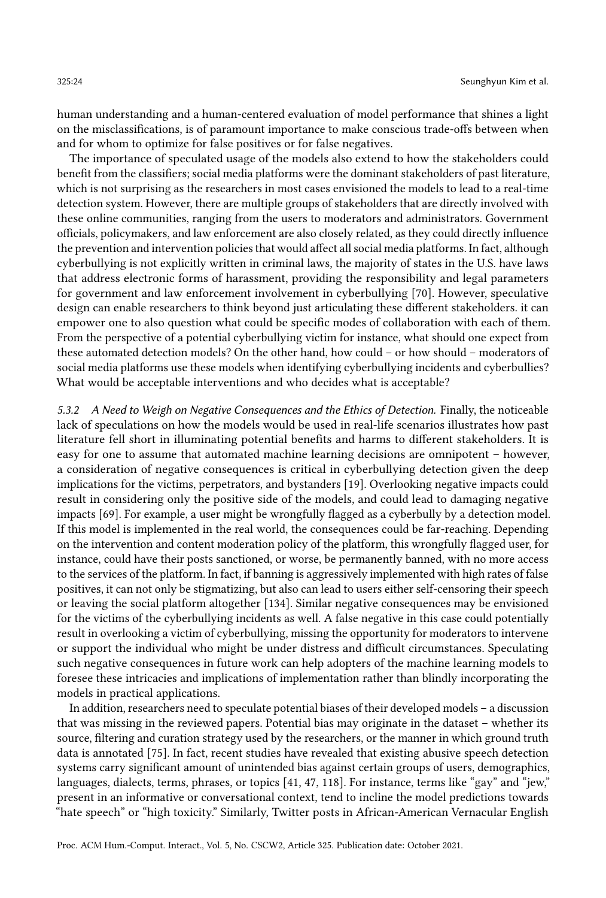human understanding and a human-centered evaluation of model performance that shines a light on the misclassifications, is of paramount importance to make conscious trade-offs between when and for whom to optimize for false positives or for false negatives.

The importance of speculated usage of the models also extend to how the stakeholders could benefit from the classifiers; social media platforms were the dominant stakeholders of past literature, which is not surprising as the researchers in most cases envisioned the models to lead to a real-time detection system. However, there are multiple groups of stakeholders that are directly involved with these online communities, ranging from the users to moderators and administrators. Government officials, policymakers, and law enforcement are also closely related, as they could directly influence the prevention and intervention policies that would affect all social media platforms. In fact, although cyberbullying is not explicitly written in criminal laws, the majority of states in the U.S. have laws that address electronic forms of harassment, providing the responsibility and legal parameters for government and law enforcement involvement in cyberbullying [70]. However, speculative design can enable researchers to think beyond just articulating these different stakeholders. it can empower one to also question what could be specific modes of collaboration with each of them. From the perspective of a potential cyberbullying victim for instance, what should one expect from these automated detection models? On the other hand, how could – or how should – moderators of social media platforms use these models when identifying cyberbullying incidents and cyberbullies? What would be acceptable interventions and who decides what is acceptable?

#### 5.3.2 A Need to Weigh on Negative Consequences and the Ethics of Detection.

Finally, the noticeable lack of speculations on how the models would be used in real-life scenarios illustrates how past literature fell short in illuminating potential benefits and harms to different stakeholders. It is easy for one to assume that automated machine learning decisions are omnipotent – however, a consideration of negative consequences is critical in cyberbullying detection given the deep implications for the victims, perpetrators, and bystanders [19]. Overlooking negative impacts could result in considering only the positive side of the models, and could lead to damaging negative impacts [69]. For example, a user might be wrongfully flagged as a cyberbully by a detection model. If this model is implemented in the real world, the consequences could be far-reaching. Depending on the intervention and content moderation policy of the platform, this wrongfully flagged user, for instance, could have their posts sanctioned, or worse, be permanently banned, with no more access to the services of the platform. In fact, if banning is aggressively implemented with high rates of false positives, it can not only be stigmatizing, but also can lead to users either self-censoring their speech or leaving the social platform altogether [134]. Similar negative consequences may be envisioned for the victims of the cyberbullying incidents as well. A false negative in this case could potentially result in overlooking a victim of cyberbullying, missing the opportunity for moderators to intervene or support the individual who might be under distress and difficult circumstances. Speculating such negative consequences in future work can help adopters of the machine learning models to foresee these intricacies and implications of implementation rather than blindly incorporating the models in practical applications.

In addition, researchers need to speculate potential biases of their developed models – a discussion that was missing in the reviewed papers. Potential bias may originate in the dataset – whether its source, filtering and curation strategy used by the researchers, or the manner in which ground truth data is annotated [75]. In fact, recent studies have revealed that existing abusive speech detection systems carry significant amount of unintended bias against certain groups of users, demographics, languages, dialects, terms, phrases, or topics [41, 47, 118]. For instance, terms like "gay" and "jew," present in an informative or conversational context, tend to incline the model predictions towards "hate speech" or "high toxicity." Similarly, Twitter posts in African-American Vernacular English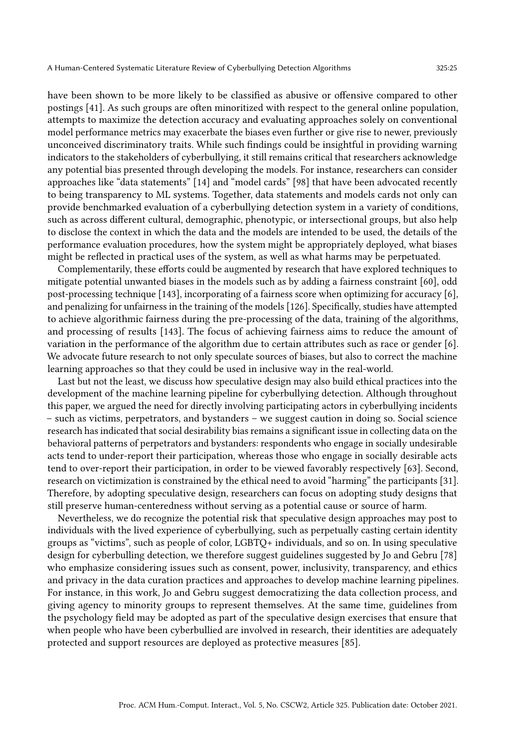have been shown to be more likely to be classified as abusive or offensive compared to other postings [41]. As such groups are often minoritized with respect to the general online population, attempts to maximize the detection accuracy and evaluating approaches solely on conventional model performance metrics may exacerbate the biases even further or give rise to newer, previously unconceived discriminatory traits. While such findings could be insightful in providing warning indicators to the stakeholders of cyberbullying, it still remains critical that researchers acknowledge any potential bias presented through developing the models. For instance, researchers can consider approaches like "data statements" [14] and "model cards" [98] that have been advocated recently to being transparency to ML systems. Together, data statements and models cards not only can provide benchmarked evaluation of a cyberbullying detection system in a variety of conditions, such as across different cultural, demographic, phenotypic, or intersectional groups, but also help to disclose the context in which the data and the models are intended to be used, the details of the performance evaluation procedures, how the system might be appropriately deployed, what biases might be reflected in practical uses of the system, as well as what harms may be perpetuated.

Complementarily, these efforts could be augmented by research that have explored techniques to mitigate potential unwanted biases in the models such as by adding a fairness constraint [60], odd post-processing technique [143], incorporating of a fairness score when optimizing for accuracy [6], and penalizing for unfairness in the training of the models [126]. Specifically, studies have attempted to achieve algorithmic fairness during the pre-processing of the data, training of the algorithms, and processing of results [143]. The focus of achieving fairness aims to reduce the amount of variation in the performance of the algorithm due to certain attributes such as race or gender [6]. We advocate future research to not only speculate sources of biases, but also to correct the machine learning approaches so that they could be used in inclusive way in the real-world.

Last but not the least, we discuss how speculative design may also build ethical practices into the development of the machine learning pipeline for cyberbullying detection. Although throughout this paper, we argued the need for directly involving participating actors in cyberbullying incidents – such as victims, perpetrators, and bystanders – we suggest caution in doing so. Social science research has indicated that social desirability bias remains a significant issue in collecting data on the behavioral patterns of perpetrators and bystanders: respondents who engage in socially undesirable acts tend to under-report their participation, whereas those who engage in socially desirable acts tend to over-report their participation, in order to be viewed favorably respectively [63]. Second, research on victimization is constrained by the ethical need to avoid "harming" the participants [31]. Therefore, by adopting speculative design, researchers can focus on adopting study designs that still preserve human-centeredness without serving as a potential cause or source of harm.

Nevertheless, we do recognize the potential risk that speculative design approaches may post to individuals with the lived experience of cyberbullying, such as perpetually casting certain identity groups as "victims", such as people of color, LGBTQ+ individuals, and so on. In using speculative design for cyberbulling detection, we therefore suggest guidelines suggested by Jo and Gebru [78] who emphasize considering issues such as consent, power, inclusivity, transparency, and ethics and privacy in the data curation practices and approaches to develop machine learning pipelines. For instance, in this work, Jo and Gebru suggest democratizing the data collection process, and giving agency to minority groups to represent themselves. At the same time, guidelines from the psychology field may be adopted as part of the speculative design exercises that ensure that when people who have been cyberbullied are involved in research, their identities are adequately protected and support resources are deployed as protective measures [85].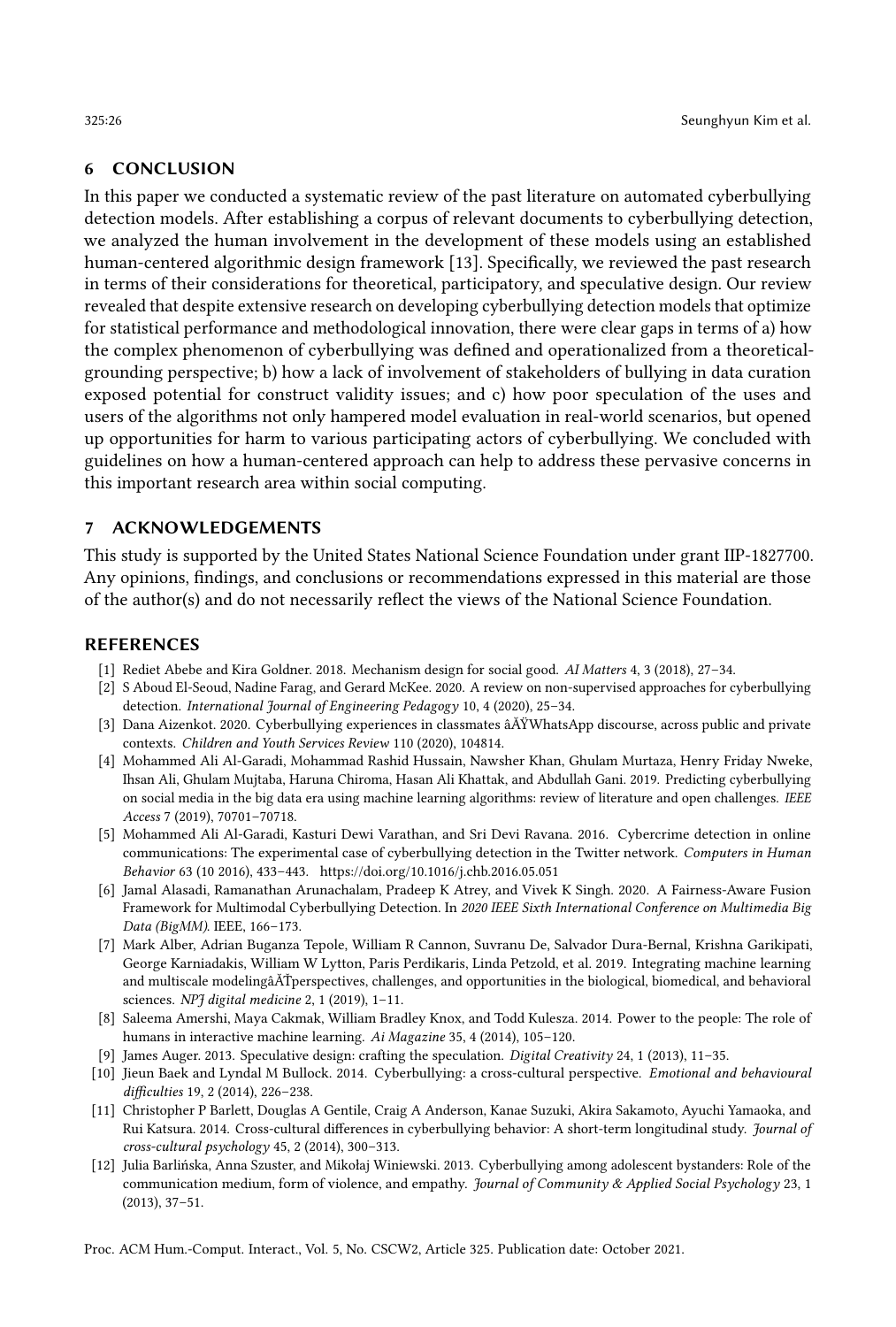## 6 CONCLUSION

In this paper we conducted a systematic review of the past literature on automated cyberbullying detection models. After establishing a corpus of relevant documents to cyberbullying detection, we analyzed the human involvement in the development of these models using an established human-centered algorithmic design framework [13]. Specifically, we reviewed the past research in terms of their considerations for theoretical, participatory, and speculative design. Our review revealed that despite extensive research on developing cyberbullying detection models that optimize for statistical performance and methodological innovation, there were clear gaps in terms of a) how the complex phenomenon of cyberbullying was defined and operationalized from a theoretical-grounding perspective; b) how a lack of involvement of stakeholders of bullying in data curation exposed potential for construct validity issues; and c) how poor speculation of the uses and users of the algorithms not only hampered model evaluation in real-world scenarios, but opened up opportunities for harm to various participating actors of cyberbullying. We concluded with guidelines on how a human-centered approach can help to address these pervasive concerns in this important research area within social computing.

## 7 ACKNOWLEDGEMENTS

This study is supported by the United States National Science Foundation under grant IIP-1827700. Any opinions, findings, and conclusions or recommendations expressed in this material are those of the author(s) and do not necessarily reflect the views of the National Science Foundation.

## REFERENCES

[1] Rediet Abebe and Kira Goldner. 2018. Mechanism design for social good. *AI Matters* 4, 3 (2018), 27–34.

[2] S Aboud El-Seoud, Nadine Farag, and Gerard McKee. 2020. A review on non-supervised approaches for cyberbullying detection. *International Journal of Engineering Pedagogy* 10, 4 (2020), 25–34.

[3] Dana Aizenkot. 2020. Cyberbullying experiences in classmates âĂŸWhatsApp discourse, across public and private contexts. *Children and Youth Services Review* 110 (2020), 104814.

[4] Mohammed Ali Al-Garadi, Mohammad Rashid Hussain, Nawsher Khan, Ghulam Murtaza, Henry Friday Nweke, Ihsan Ali, Ghulam Mujtaba, Haruna Chiroma, Hasan Ali Khattak, and Abdullah Gani. 2019. Predicting cyberbullying on social media in the big data era using machine learning algorithms: review of literature and open challenges. *IEEE Access* 7 (2019), 70701–70718.

[5] Mohammed Ali Al-Garadi, Kasturi Dewi Varathan, and Sri Devi Ravana. 2016. Cybercrime detection in online communications: The experimental case of cyberbullying detection in the Twitter network. *Computers in Human Behavior* 63 (10 2016), 433–443. https://doi.org/10.1016/j.chb.2016.05.051

[6] Jamal Alasadi, Ramanathan Arunachalam, Pradeep K Atrey, and Vivek K Singh. 2020. A Fairness-Aware Fusion Framework for Multimodal Cyberbullying Detection. In *2020 IEEE Sixth International Conference on Multimedia Big Data (BigMM)*. IEEE, 166–173.

[7] Mark Alber, Adrian Buganza Tepole, William R Cannon, Suvranu De, Salvador Dura-Bernal, Krishna Garikipati, George Karniadakis, William W Lytton, Paris Perdikaris, Linda Petzold, et al. 2019. Integrating machine learning and multiscale modelingâĂŤperspectives, challenges, and opportunities in the biological, biomedical, and behavioral sciences. *NPJ digital medicine* 2, 1 (2019), 1–11.

[8] Saleema Amershi, Maya Cakmak, William Bradley Knox, and Todd Kulesza. 2014. Power to the people: The role of humans in interactive machine learning. *Ai Magazine* 35, 4 (2014), 105–120.

[9] James Auger. 2013. Speculative design: crafting the speculation. *Digital Creativity* 24, 1 (2013), 11–35.

[10] Jieun Baek and Lyndal M Bullock. 2014. Cyberbullying: a cross-cultural perspective. *Emotional and behavioural difficulties* 19, 2 (2014), 226–238.

[11] Christopher P Barlett, Douglas A Gentile, Craig A Anderson, Kanae Suzuki, Akira Sakamoto, Ayuchi Yamaoka, and Rui Katsura. 2014. Cross-cultural differences in cyberbullying behavior: A short-term longitudinal study. *Journal of cross-cultural psychology* 45, 2 (2014), 300–313.

[12] Julia Barlińska, Anna Szuster, and Mikołaj Winiewski. 2013. Cyberbullying among adolescent bystanders: Role of the communication medium, form of violence, and empathy. *Journal of Community & Applied Social Psychology* 23, 1 (2013), 37–51.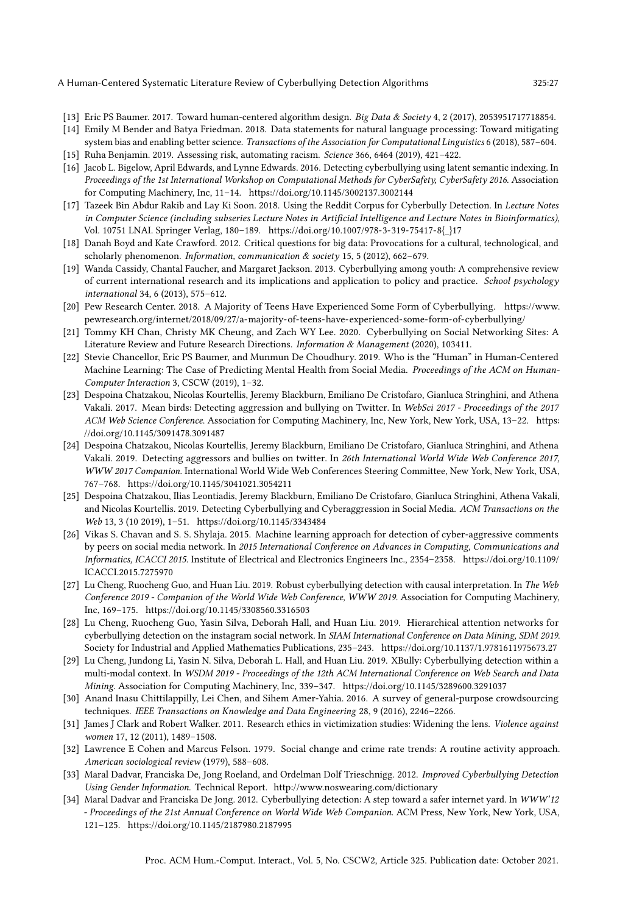[13] Eric PS Baumer. 2017. Toward human-centered algorithm design. *Big Data & Society* 4, 2 (2017), 2053951717718854.

[14] Emily M Bender and Batya Friedman. 2018. Data statements for natural language processing: Toward mitigating system bias and enabling better science. *Transactions of the Association for Computational Linguistics* 6 (2018), 587–604.

[15] Ruha Benjamin. 2019. Assessing risk, automating racism. *Science* 366, 6464 (2019), 421–422.

[16] Jacob L. Bigelow, April Edwards, and Lynne Edwards. 2016. Detecting cyberbullying using latent semantic indexing. In *Proceedings of the 1st International Workshop on Computational Methods for CyberSafety, CyberSafety 2016*. Association for Computing Machinery, Inc, 11–14. https://doi.org/10.1145/3002137.3002144

[17] Tazeek Bin Abdur Rakib and Lay Ki Soon. 2018. Using the Reddit Corpus for Cyberbully Detection. In *Lecture Notes in Computer Science (including subseries Lecture Notes in Artificial Intelligence and Lecture Notes in Bioinformatics)*, Vol. 10751 LNAI. Springer Verlag, 180–189. https://doi.org/10.1007/978-3-319-75417-8{_}17

[18] Danah Boyd and Kate Crawford. 2012. Critical questions for big data: Provocations for a cultural, technological, and scholarly phenomenon. *Information, communication & society* 15, 5 (2012), 662–679.

[19] Wanda Cassidy, Chantal Faucher, and Margaret Jackson. 2013. Cyberbullying among youth: A comprehensive review of current international research and its implications and application to policy and practice. *School psychology international* 34, 6 (2013), 575–612.

[20] Pew Research Center. 2018. A Majority of Teens Have Experienced Some Form of Cyberbullying. https://www.pewresearch.org/internet/2018/09/27/a-majority-of-teens-have-experienced-some-form-of-cyberbullying/

[21] Tommy KH Chan, Christy MK Cheung, and Zach WY Lee. 2020. Cyberbullying on Social Networking Sites: A Literature Review and Future Research Directions. *Information & Management* (2020), 103411.

[22] Stevie Chancellor, Eric PS Baumer, and Munmun De Choudhury. 2019. Who is the "Human" in Human-Centered Machine Learning: The Case of Predicting Mental Health from Social Media. *Proceedings of the ACM on Human-Computer Interaction* 3, CSCW (2019), 1–32.

[23] Despoina Chatzakou, Nicolas Kourtellis, Jeremy Blackburn, Emiliano De Cristofaro, Gianluca Stringhini, and Athena Vakali. 2017. Mean birds: Detecting aggression and bullying on Twitter. In *WebSci 2017 - Proceedings of the 2017 ACM Web Science Conference*. Association for Computing Machinery, Inc, New York, New York, USA, 13–22. https://doi.org/10.1145/3091478.3091487

[24] Despoina Chatzakou, Nicolas Kourtellis, Jeremy Blackburn, Emiliano De Cristofaro, Gianluca Stringhini, and Athena Vakali. 2019. Detecting aggressors and bullies on twitter. In *26th International World Wide Web Conference 2017, WWW 2017 Companion*. International World Wide Web Conferences Steering Committee, New York, New York, USA, 767–768. https://doi.org/10.1145/3041021.3054211

[25] Despoina Chatzakou, Ilias Leontiadis, Jeremy Blackburn, Emiliano De Cristofaro, Gianluca Stringhini, Athena Vakali, and Nicolas Kourtellis. 2019. Detecting Cyberbullying and Cyberaggression in Social Media. *ACM Transactions on the Web* 13, 3 (10 2019), 1–51. https://doi.org/10.1145/3343484

[26] Vikas S. Chavan and S. S. Shylaja. 2015. Machine learning approach for detection of cyber-aggressive comments by peers on social media network. In *2015 International Conference on Advances in Computing, Communications and Informatics, ICACCI 2015*. Institute of Electrical and Electronics Engineers Inc., 2354–2358. https://doi.org/10.1109/ICACCI.2015.7275970

[27] Lu Cheng, Ruocheng Guo, and Huan Liu. 2019. Robust cyberbullying detection with causal interpretation. In *The Web Conference 2019 - Companion of the World Wide Web Conference, WWW 2019*. Association for Computing Machinery, Inc, 169–175. https://doi.org/10.1145/3308560.3316503

[28] Lu Cheng, Ruocheng Guo, Yasin Silva, Deborah Hall, and Huan Liu. 2019. Hierarchical attention networks for cyberbullying detection on the instagram social network. In *SIAM International Conference on Data Mining, SDM 2019*. Society for Industrial and Applied Mathematics Publications, 235–243. https://doi.org/10.1137/1.9781611975673.27

[29] Lu Cheng, Jundong Li, Yasin N. Silva, Deborah L. Hall, and Huan Liu. 2019. XBully: Cyberbullying detection within a multi-modal context. In *WSDM 2019 - Proceedings of the 12th ACM International Conference on Web Search and Data Mining*. Association for Computing Machinery, Inc, 339–347. https://doi.org/10.1145/3289600.3291037

[30] Anand Inasu Chittilappilly, Lei Chen, and Sihem Amer-Yahia. 2016. A survey of general-purpose crowdsourcing techniques. *IEEE Transactions on Knowledge and Data Engineering* 28, 9 (2016), 2246–2266.

[31] James J Clark and Robert Walker. 2011. Research ethics in victimization studies: Widening the lens. *Violence against women* 17, 12 (2011), 1489–1508.

[32] Lawrence E Cohen and Marcus Felson. 1979. Social change and crime rate trends: A routine activity approach. *American sociological review* (1979), 588–608.

[33] Maral Dadvar, Franciska De, Jong Roeland, and Ordelman Dolf Trieschnigg. 2012. *Improved Cyberbullying Detection Using Gender Information*. Technical Report. http://www.noswearing.com/dictionary

[34] Maral Dadvar and Franciska De Jong. 2012. Cyberbullying detection: A step toward a safer internet yard. In *WWW'12 - Proceedings of the 21st Annual Conference on World Wide Web Companion*. ACM Press, New York, New York, USA, 121–125. https://doi.org/10.1145/2187980.2187995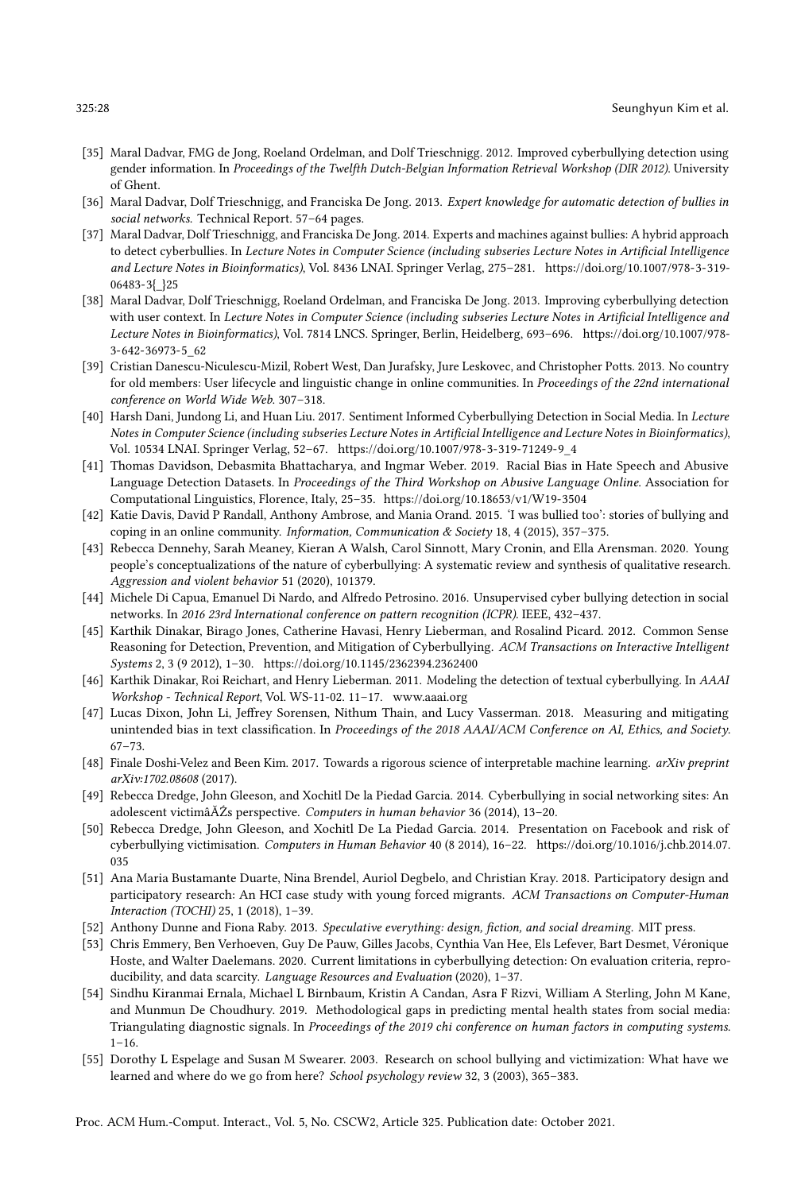[35] Maral Dadvar, FMG de Jong, Roeland Ordelman, and Dolf Trieschnigg. 2012. Improved cyberbullying detection using gender information. In *Proceedings of the Twelfth Dutch-Belgian Information Retrieval Workshop (DIR 2012)*. University of Ghent.

[36] Maral Dadvar, Dolf Trieschnigg, and Franciska De Jong. 2013. *Expert knowledge for automatic detection of bullies in social networks*. Technical Report. 57–64 pages.

[37] Maral Dadvar, Dolf Trieschnigg, and Franciska De Jong. 2014. Experts and machines against bullies: A hybrid approach to detect cyberbullies. In *Lecture Notes in Computer Science (including subseries Lecture Notes in Artificial Intelligence and Lecture Notes in Bioinformatics)*, Vol. 8436 LNAI. Springer Verlag, 275–281. https://doi.org/10.1007/978-3-319-06483-3{_}25

[38] Maral Dadvar, Dolf Trieschnigg, Roeland Ordelman, and Franciska De Jong. 2013. Improving cyberbullying detection with user context. In *Lecture Notes in Computer Science (including subseries Lecture Notes in Artificial Intelligence and Lecture Notes in Bioinformatics)*, Vol. 7814 LNCS. Springer, Berlin, Heidelberg, 693–696. https://doi.org/10.1007/978-3-642-36973-5_62

[39] Cristian Danescu-Niculescu-Mizil, Robert West, Dan Jurafsky, Jure Leskovec, and Christopher Potts. 2013. No country for old members: User lifecycle and linguistic change in online communities. In *Proceedings of the 22nd international conference on World Wide Web*. 307–318.

[40] Harsh Dani, Jundong Li, and Huan Liu. 2017. Sentiment Informed Cyberbullying Detection in Social Media. In *Lecture Notes in Computer Science (including subseries Lecture Notes in Artificial Intelligence and Lecture Notes in Bioinformatics)*, Vol. 10534 LNAI. Springer Verlag, 52–67. https://doi.org/10.1007/978-3-319-71249-9_4

[41] Thomas Davidson, Debasmita Bhattacharya, and Ingmar Weber. 2019. Racial Bias in Hate Speech and Abusive Language Detection Datasets. In *Proceedings of the Third Workshop on Abusive Language Online*. Association for Computational Linguistics, Florence, Italy, 25–35. https://doi.org/10.18653/v1/W19-3504

[42] Katie Davis, David P Randall, Anthony Ambrose, and Mania Orand. 2015. 'I was bullied too': stories of bullying and coping in an online community. *Information, Communication & Society* 18, 4 (2015), 357–375.

[43] Rebecca Dennehy, Sarah Meaney, Kieran A Walsh, Carol Sinnott, Mary Cronin, and Ella Arensman. 2020. Young people's conceptualizations of the nature of cyberbullying: A systematic review and synthesis of qualitative research. *Aggression and violent behavior* 51 (2020), 101379.

[44] Michele Di Capua, Emanuel Di Nardo, and Alfredo Petrosino. 2016. Unsupervised cyber bullying detection in social networks. In *2016 23rd International conference on pattern recognition (ICPR)*. IEEE, 432–437.

[45] Karthik Dinakar, Birago Jones, Catherine Havasi, Henry Lieberman, and Rosalind Picard. 2012. Common Sense Reasoning for Detection, Prevention, and Mitigation of Cyberbullying. *ACM Transactions on Interactive Intelligent Systems* 2, 3 (9 2012), 1–30. https://doi.org/10.1145/2362394.2362400

[46] Karthik Dinakar, Roi Reichart, and Henry Lieberman. 2011. Modeling the detection of textual cyberbullying. In *AAAI Workshop - Technical Report*, Vol. WS-11-02. 11–17. www.aaai.org

[47] Lucas Dixon, John Li, Jeffrey Sorensen, Nithum Thain, and Lucy Vasserman. 2018. Measuring and mitigating unintended bias in text classification. In *Proceedings of the 2018 AAAI/ACM Conference on AI, Ethics, and Society*. 67–73.

[48] Finale Doshi-Velez and Been Kim. 2017. Towards a rigorous science of interpretable machine learning. *arXiv preprint arXiv:1702.08608* (2017).

[49] Rebecca Dredge, John Gleeson, and Xochitl De la Piedad Garcia. 2014. Cyberbullying in social networking sites: An adolescent victimâĂŹs perspective. *Computers in human behavior* 36 (2014), 13–20.

[50] Rebecca Dredge, John Gleeson, and Xochitl De La Piedad Garcia. 2014. Presentation on Facebook and risk of cyberbullying victimisation. *Computers in Human Behavior* 40 (8 2014), 16–22. https://doi.org/10.1016/j.chb.2014.07.035

[51] Ana Maria Bustamante Duarte, Nina Brendel, Auriol Degbelo, and Christian Kray. 2018. Participatory design and participatory research: An HCI case study with young forced migrants. *ACM Transactions on Computer-Human Interaction (TOCHI)* 25, 1 (2018), 1–39.

[52] Anthony Dunne and Fiona Raby. 2013. *Speculative everything: design, fiction, and social dreaming*. MIT press.

[53] Chris Emmery, Ben Verhoeven, Guy De Pauw, Gilles Jacobs, Cynthia Van Hee, Els Lefever, Bart Desmet, Véronique Hoste, and Walter Daelemans. 2020. Current limitations in cyberbullying detection: On evaluation criteria, reproducibility, and data scarcity. *Language Resources and Evaluation* (2020), 1–37.

[54] Sindhu Kiranmai Ernala, Michael L Birnbaum, Kristin A Candan, Asra F Rizvi, William A Sterling, John M Kane, and Munmun De Choudhury. 2019. Methodological gaps in predicting mental health states from social media: Triangulating diagnostic signals. In *Proceedings of the 2019 chi conference on human factors in computing systems*. 1–16.

[55] Dorothy L Espelage and Susan M Swearer. 2003. Research on school bullying and victimization: What have we learned and where do we go from here? *School psychology review* 32, 3 (2003), 365–383.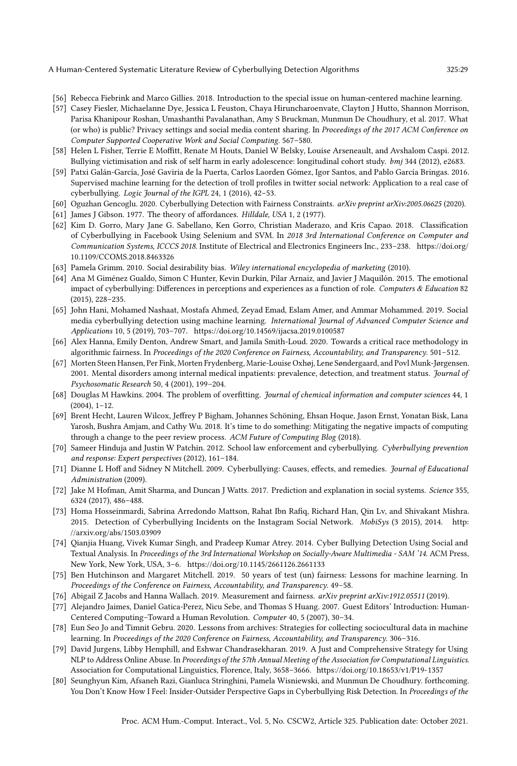- [56] Rebecca Fiebrink and Marco Gillies. 2018. Introduction to the special issue on human-centered machine learning.
- [57] Casey Fiesler, Michaelanne Dye, Jessica L Feuston, Chaya Hiruncharoenvate, Clayton J Hutto, Shannon Morrison, Parisa Khanipour Roshan, Umashanthi Pavalanathan, Amy S Bruckman, Munmun De Choudhury, et al. 2017. What (or who) is public? Privacy settings and social media content sharing. In *Proceedings of the 2017 ACM Conference on Computer Supported Cooperative Work and Social Computing*. 567–580.
- [58] Helen L Fisher, Terrie E Moffitt, Renate M Houts, Daniel W Belsky, Louise Arseneault, and Avshalom Caspi. 2012. Bullying victimisation and risk of self harm in early adolescence: longitudinal cohort study. *bmj* 344 (2012), e2683.
- [59] Patxi Galán-García, José Gaviria de la Puerta, Carlos Laorden Gómez, Igor Santos, and Pablo García Bringas. 2016. Supervised machine learning for the detection of troll profiles in twitter social network: Application to a real case of cyberbullying. *Logic Journal of the IGPL* 24, 1 (2016), 42–53.
- [60] Oguzhan Gencoglu. 2020. Cyberbullying Detection with Fairness Constraints. *arXiv preprint arXiv:2005.06625* (2020).
- [61] James J Gibson. 1977. The theory of affordances. *Hilldale, USA* 1, 2 (1977).
- [62] Kim D. Gorro, Mary Jane G. Sabellano, Ken Gorro, Christian Maderazo, and Kris Capao. 2018. Classification of Cyberbullying in Facebook Using Selenium and SVM. In *2018 3rd International Conference on Computer and Communication Systems, ICCCS 2018*. Institute of Electrical and Electronics Engineers Inc., 233–238. https://doi.org/10.1109/CCOMS.2018.8463326
- [63] Pamela Grimm. 2010. Social desirability bias. *Wiley international encyclopedia of marketing* (2010).
- [64] Ana M Giménez Gualdo, Simon C Hunter, Kevin Durkin, Pilar Arnaiz, and Javier J Maquilón. 2015. The emotional impact of cyberbullying: Differences in perceptions and experiences as a function of role. *Computers & Education* 82 (2015), 228–235.
- [65] John Hani, Mohamed Nashaat, Mostafa Ahmed, Zeyad Emad, Eslam Amer, and Ammar Mohammed. 2019. Social media cyberbullying detection using machine learning. *International Journal of Advanced Computer Science and Applications* 10, 5 (2019), 703–707. https://doi.org/10.14569/ijacsa.2019.0100587
- [66] Alex Hanna, Emily Denton, Andrew Smart, and Jamila Smith-Loud. 2020. Towards a critical race methodology in algorithmic fairness. In *Proceedings of the 2020 Conference on Fairness, Accountability, and Transparency*. 501–512.
- [67] Morten Steen Hansen, Per Fink, Morten Frydenberg, Marie-Louise Oxhøj, Lene Søndergaard, and Povl Munk-Jørgensen. 2001. Mental disorders among internal medical inpatients: prevalence, detection, and treatment status. *Journal of Psychosomatic Research* 50, 4 (2001), 199–204.
- [68] Douglas M Hawkins. 2004. The problem of overfitting. *Journal of chemical information and computer sciences* 44, 1 (2004), 1–12.
- [69] Brent Hecht, Lauren Wilcox, Jeffrey P Bigham, Johannes Schöning, Ehsan Hoque, Jason Ernst, Yonatan Bisk, Lana Yarosh, Bushra Amjam, and Cathy Wu. 2018. It's time to do something: Mitigating the negative impacts of computing through a change to the peer review process. *ACM Future of Computing Blog* (2018).
- [70] Sameer Hinduja and Justin W Patchin. 2012. School law enforcement and cyberbullying. *Cyberbullying prevention and response: Expert perspectives* (2012), 161–184.
- [71] Dianne L Hoff and Sidney N Mitchell. 2009. Cyberbullying: Causes, effects, and remedies. *Journal of Educational Administration* (2009).
- [72] Jake M Hofman, Amit Sharma, and Duncan J Watts. 2017. Prediction and explanation in social systems. *Science* 355, 6324 (2017), 486–488.
- [73] Homa Hosseinmardi, Sabrina Arredondo Mattson, Rahat Ibn Rafiq, Richard Han, Qin Lv, and Shivakant Mishra. 2015. Detection of Cyberbullying Incidents on the Instagram Social Network. *MobiSys* (3 2015), 2014. http://arxiv.org/abs/1503.03909
- [74] Qianjia Huang, Vivek Kumar Singh, and Pradeep Kumar Atrey. 2014. Cyber Bullying Detection Using Social and Textual Analysis. In *Proceedings of the 3rd International Workshop on Socially-Aware Multimedia - SAM '14*. ACM Press, New York, New York, USA, 3–6. https://doi.org/10.1145/2661126.2661133
- [75] Ben Hutchinson and Margaret Mitchell. 2019. 50 years of test (un) fairness: Lessons for machine learning. In *Proceedings of the Conference on Fairness, Accountability, and Transparency*. 49–58.
- [76] Abigail Z Jacobs and Hanna Wallach. 2019. Measurement and fairness. *arXiv preprint arXiv:1912.05511* (2019).
- [77] Alejandro Jaimes, Daniel Gatica-Perez, Nicu Sebe, and Thomas S Huang. 2007. Guest Editors' Introduction: Human-Centered Computing–Toward a Human Revolution. *Computer* 40, 5 (2007), 30–34.
- [78] Eun Seo Jo and Timnit Gebru. 2020. Lessons from archives: Strategies for collecting sociocultural data in machine learning. In *Proceedings of the 2020 Conference on Fairness, Accountability, and Transparency*. 306–316.
- [79] David Jurgens, Libby Hemphill, and Eshwar Chandrasekharan. 2019. A Just and Comprehensive Strategy for Using NLP to Address Online Abuse. In *Proceedings of the 57th Annual Meeting of the Association for Computational Linguistics*. Association for Computational Linguistics, Florence, Italy, 3658–3666. https://doi.org/10.18653/v1/P19-1357
- [80] Seunghyun Kim, Afsaneh Razi, Gianluca Stringhini, Pamela Wisniewski, and Munmun De Choudhury. forthcoming. You Don't Know How I Feel: Insider-Outsider Perspective Gaps in Cyberbullying Risk Detection. In *Proceedings of the*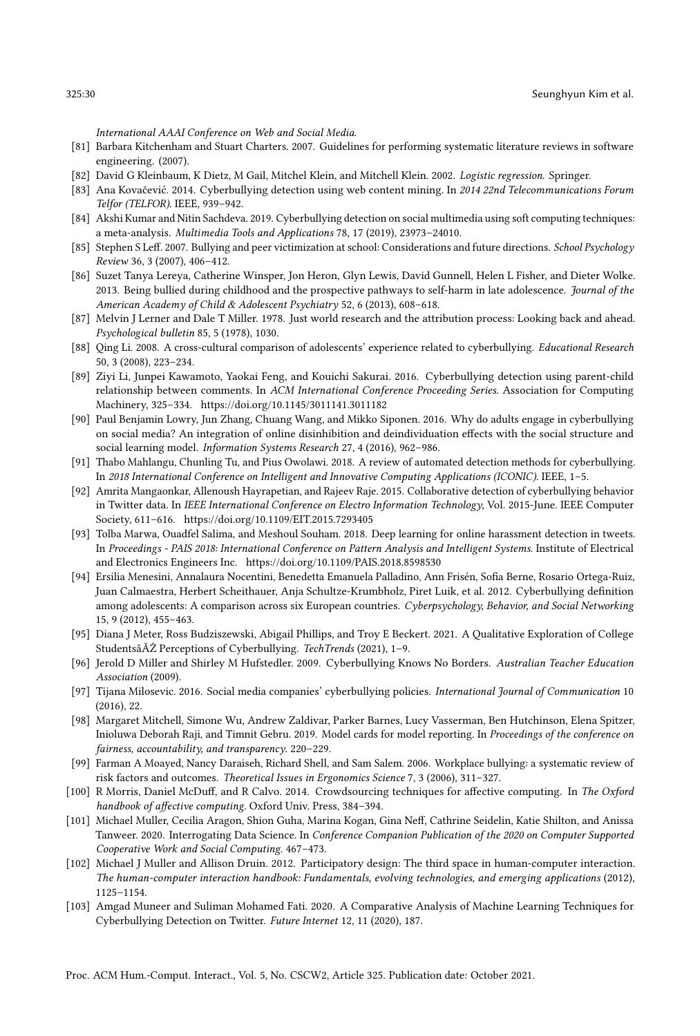International AAAI Conference on Web and Social Media.

[81] Barbara Kitchenham and Stuart Charters. 2007. Guidelines for performing systematic literature reviews in software engineering. (2007).

[82] David G Kleinbaum, K Dietz, M Gail, Mitchel Klein, and Mitchell Klein. 2002. *Logistic regression*. Springer.

[83] Ana Kovačević. 2014. Cyberbullying detection using web content mining. In *2014 22nd Telecommunications Forum Telfor (TELFOR)*. IEEE, 939–942.

[84] Akshi Kumar and Nitin Sachdeva. 2019. Cyberbullying detection on social multimedia using soft computing techniques: a meta-analysis. *Multimedia Tools and Applications* 78, 17 (2019), 23973–24010.

[85] Stephen S Leff. 2007. Bullying and peer victimization at school: Considerations and future directions. *School Psychology Review* 36, 3 (2007), 406–412.

[86] Suzet Tanya Lereya, Catherine Winsper, Jon Heron, Glyn Lewis, David Gunnell, Helen L Fisher, and Dieter Wolke. 2013. Being bullied during childhood and the prospective pathways to self-harm in late adolescence. *Journal of the American Academy of Child & Adolescent Psychiatry* 52, 6 (2013), 608–618.

[87] Melvin J Lerner and Dale T Miller. 1978. Just world research and the attribution process: Looking back and ahead. *Psychological bulletin* 85, 5 (1978), 1030.

[88] Qing Li. 2008. A cross-cultural comparison of adolescents' experience related to cyberbullying. *Educational Research* 50, 3 (2008), 223–234.

[89] Ziyi Li, Junpei Kawamoto, Yaokai Feng, and Kouichi Sakurai. 2016. Cyberbullying detection using parent-child relationship between comments. In *ACM International Conference Proceeding Series*. Association for Computing Machinery, 325–334. https://doi.org/10.1145/3011141.3011182

[90] Paul Benjamin Lowry, Jun Zhang, Chuang Wang, and Mikko Siponen. 2016. Why do adults engage in cyberbullying on social media? An integration of online disinhibition and deindividuation effects with the social structure and social learning model. *Information Systems Research* 27, 4 (2016), 962–986.

[91] Thabo Mahlangu, Chunling Tu, and Pius Owolawi. 2018. A review of automated detection methods for cyberbullying. In *2018 International Conference on Intelligent and Innovative Computing Applications (ICONIC)*. IEEE, 1–5.

[92] Amrita Mangaonkar, Allenoush Hayrapetian, and Rajeev Raje. 2015. Collaborative detection of cyberbullying behavior in Twitter data. In *IEEE International Conference on Electro Information Technology*, Vol. 2015-June. IEEE Computer Society, 611–616. https://doi.org/10.1109/EIT.2015.7293405

[93] Tolba Marwa, Ouadfel Salima, and Meshoul Souham. 2018. Deep learning for online harassment detection in tweets. In *Proceedings - PAIS 2018: International Conference on Pattern Analysis and Intelligent Systems*. Institute of Electrical and Electronics Engineers Inc. https://doi.org/10.1109/PAIS.2018.8598530

[94] Ersilia Menesini, Annalaura Nocentini, Benedetta Emanuela Palladino, Ann Frisén, Sofia Berne, Rosario Ortega-Ruiz, Juan Calmaestra, Herbert Scheithauer, Anja Schultze-Krumbholz, Piret Luik, et al. 2012. Cyberbullying definition among adolescents: A comparison across six European countries. *Cyberpsychology, Behavior, and Social Networking* 15, 9 (2012), 455–463.

[95] Diana J Meter, Ross Budziszewski, Abigail Phillips, and Troy E Beckert. 2021. A Qualitative Exploration of College StudentsâĂŹ Perceptions of Cyberbullying. *TechTrends* (2021), 1–9.

[96] Jerold D Miller and Shirley M Hufstedler. 2009. Cyberbullying Knows No Borders. *Australian Teacher Education Association* (2009).

[97] Tijana Milosevic. 2016. Social media companies' cyberbullying policies. *International Journal of Communication* 10 (2016), 22.

[98] Margaret Mitchell, Simone Wu, Andrew Zaldivar, Parker Barnes, Lucy Vasserman, Ben Hutchinson, Elena Spitzer, Inioluwa Deborah Raji, and Timnit Gebru. 2019. Model cards for model reporting. In *Proceedings of the conference on fairness, accountability, and transparency*. 220–229.

[99] Farman A Moayed, Nancy Daraiseh, Richard Shell, and Sam Salem. 2006. Workplace bullying: a systematic review of risk factors and outcomes. *Theoretical Issues in Ergonomics Science* 7, 3 (2006), 311–327.

[100] R Morris, Daniel McDuff, and R Calvo. 2014. Crowdsourcing techniques for affective computing. In *The Oxford handbook of affective computing*. Oxford Univ. Press, 384–394.

[101] Michael Muller, Cecilia Aragon, Shion Guha, Marina Kogan, Gina Neff, Cathrine Seidelin, Katie Shilton, and Anissa Tanweer. 2020. Interrogating Data Science. In *Conference Companion Publication of the 2020 on Computer Supported Cooperative Work and Social Computing*. 467–473.

[102] Michael J Muller and Allison Druin. 2012. Participatory design: The third space in human-computer interaction. *The human-computer interaction handbook: Fundamentals, evolving technologies, and emerging applications* (2012), 1125–1154.

[103] Amgad Muneer and Suliman Mohamed Fati. 2020. A Comparative Analysis of Machine Learning Techniques for Cyberbullying Detection on Twitter. *Future Internet* 12, 11 (2020), 187.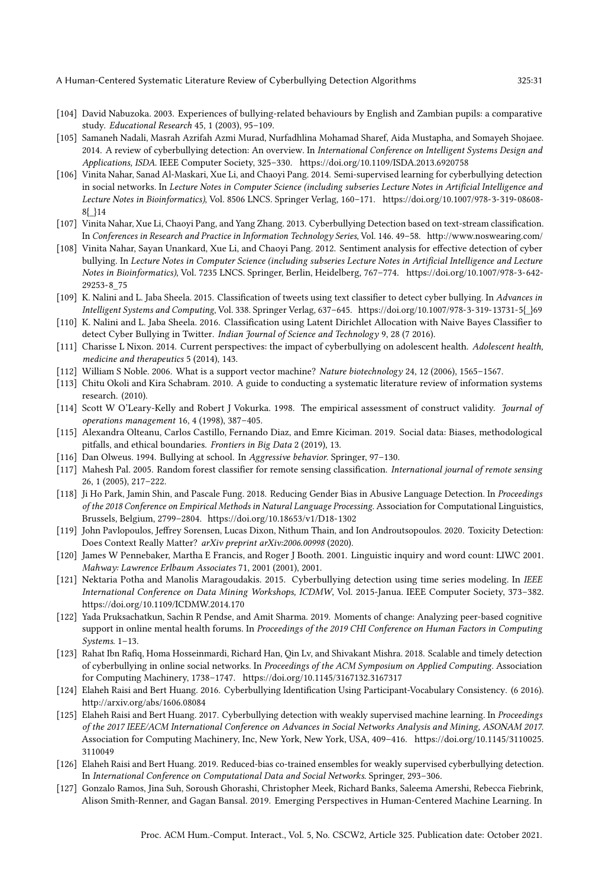- [104] David Nabuzoka. 2003. Experiences of bullying-related behaviours by English and Zambian pupils: a comparative study. *Educational Research* 45, 1 (2003), 95–109.
- [105] Samaneh Nadali, Masrah Azrifah Azmi Murad, Nurfadhlina Mohamad Sharef, Aida Mustapha, and Somayeh Shojaee. 2014. A review of cyberbullying detection: An overview. In *International Conference on Intelligent Systems Design and Applications, ISDA*. IEEE Computer Society, 325–330. https://doi.org/10.1109/ISDA.2013.6920758
- [106] Vinita Nahar, Sanad Al-Maskari, Xue Li, and Chaoyi Pang. 2014. Semi-supervised learning for cyberbullying detection in social networks. In *Lecture Notes in Computer Science (including subseries Lecture Notes in Artificial Intelligence and Lecture Notes in Bioinformatics)*, Vol. 8506 LNCS. Springer Verlag, 160–171. https://doi.org/10.1007/978-3-319-08608-8{_}14
- [107] Vinita Nahar, Xue Li, Chaoyi Pang, and Yang Zhang. 2013. Cyberbullying Detection based on text-stream classification. In *Conferences in Research and Practice in Information Technology Series*, Vol. 146. 49–58. http://www.noswearing.com/
- [108] Vinita Nahar, Sayan Unankard, Xue Li, and Chaoyi Pang. 2012. Sentiment analysis for effective detection of cyber bullying. In *Lecture Notes in Computer Science (including subseries Lecture Notes in Artificial Intelligence and Lecture Notes in Bioinformatics)*, Vol. 7235 LNCS. Springer, Berlin, Heidelberg, 767–774. https://doi.org/10.1007/978-3-642-29253-8_75
- [109] K. Nalini and L. Jaba Sheela. 2015. Classification of tweets using text classifier to detect cyber bullying. In *Advances in Intelligent Systems and Computing*, Vol. 338. Springer Verlag, 637–645. https://doi.org/10.1007/978-3-319-13731-5{_}69
- [110] K. Nalini and L. Jaba Sheela. 2016. Classification using Latent Dirichlet Allocation with Naive Bayes Classifier to detect Cyber Bullying in Twitter. *Indian Journal of Science and Technology* 9, 28 (7 2016).
- [111] Charisse L Nixon. 2014. Current perspectives: the impact of cyberbullying on adolescent health. *Adolescent health, medicine and therapeutics* 5 (2014), 143.
- [112] William S Noble. 2006. What is a support vector machine? *Nature biotechnology* 24, 12 (2006), 1565–1567.
- [113] Chitu Okoli and Kira Schabram. 2010. A guide to conducting a systematic literature review of information systems research. (2010).
- [114] Scott W O'Leary-Kelly and Robert J Vokurka. 1998. The empirical assessment of construct validity. *Journal of operations management* 16, 4 (1998), 387–405.
- [115] Alexandra Olteanu, Carlos Castillo, Fernando Diaz, and Emre Kiciman. 2019. Social data: Biases, methodological pitfalls, and ethical boundaries. *Frontiers in Big Data* 2 (2019), 13.
- [116] Dan Olweus. 1994. Bullying at school. In *Aggressive behavior*. Springer, 97–130.
- [117] Mahesh Pal. 2005. Random forest classifier for remote sensing classification. *International journal of remote sensing* 26, 1 (2005), 217–222.
- [118] Ji Ho Park, Jamin Shin, and Pascale Fung. 2018. Reducing Gender Bias in Abusive Language Detection. In *Proceedings of the 2018 Conference on Empirical Methods in Natural Language Processing*. Association for Computational Linguistics, Brussels, Belgium, 2799–2804. https://doi.org/10.18653/v1/D18-1302
- [119] John Pavlopoulos, Jeffrey Sorensen, Lucas Dixon, Nithum Thain, and Ion Androutsopoulos. 2020. Toxicity Detection: Does Context Really Matter? *arXiv preprint arXiv:2006.00998* (2020).
- [120] James W Pennebaker, Martha E Francis, and Roger J Booth. 2001. Linguistic inquiry and word count: LIWC 2001. *Mahway: Lawrence Erlbaum Associates* 71, 2001 (2001), 2001.
- [121] Nektaria Potha and Manolis Maragoudakis. 2015. Cyberbullying detection using time series modeling. In *IEEE International Conference on Data Mining Workshops, ICDMW*, Vol. 2015-Janua. IEEE Computer Society, 373–382. https://doi.org/10.1109/ICDMW.2014.170
- [122] Yada Pruksachatkun, Sachin R Pendse, and Amit Sharma. 2019. Moments of change: Analyzing peer-based cognitive support in online mental health forums. In *Proceedings of the 2019 CHI Conference on Human Factors in Computing Systems*. 1–13.
- [123] Rahat Ibn Rafiq, Homa Hosseinmardi, Richard Han, Qin Lv, and Shivakant Mishra. 2018. Scalable and timely detection of cyberbullying in online social networks. In *Proceedings of the ACM Symposium on Applied Computing*. Association for Computing Machinery, 1738–1747. https://doi.org/10.1145/3167132.3167317
- [124] Elaheh Raisi and Bert Huang. 2016. Cyberbullying Identification Using Participant-Vocabulary Consistency. (6 2016). http://arxiv.org/abs/1606.08084
- [125] Elaheh Raisi and Bert Huang. 2017. Cyberbullying detection with weakly supervised machine learning. In *Proceedings of the 2017 IEEE/ACM International Conference on Advances in Social Networks Analysis and Mining, ASONAM 2017*. Association for Computing Machinery, Inc, New York, New York, USA, 409–416. https://doi.org/10.1145/3110025.3110049
- [126] Elaheh Raisi and Bert Huang. 2019. Reduced-bias co-trained ensembles for weakly supervised cyberbullying detection. In *International Conference on Computational Data and Social Networks*. Springer, 293–306.
- [127] Gonzalo Ramos, Jina Suh, Soroush Ghorashi, Christopher Meek, Richard Banks, Saleema Amershi, Rebecca Fiebrink, Alison Smith-Renner, and Gagan Bansal. 2019. Emerging Perspectives in Human-Centered Machine Learning. In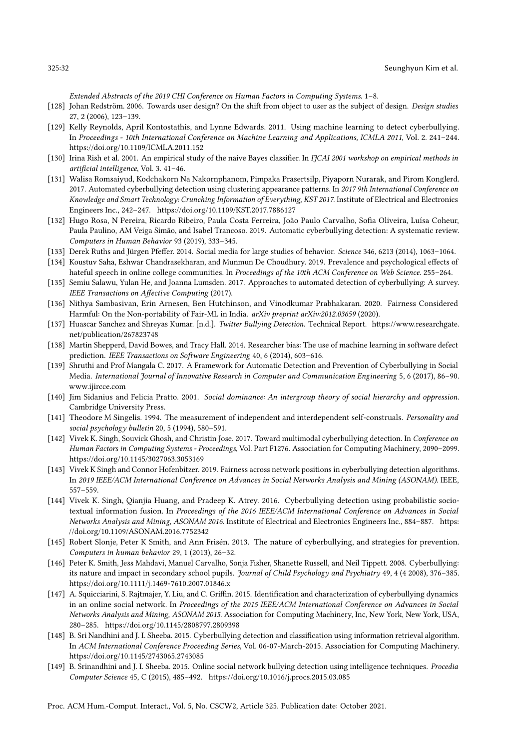*Extended Abstracts of the 2019 CHI Conference on Human Factors in Computing Systems*. 1–8.

- [128] Johan Redström. 2006. Towards user design? On the shift from object to user as the subject of design. *Design studies* 27, 2 (2006), 123–139.
- [129] Kelly Reynolds, April Kontostathis, and Lynne Edwards. 2011. Using machine learning to detect cyberbullying. In *Proceedings - 10th International Conference on Machine Learning and Applications, ICMLA 2011*, Vol. 2. 241–244. https://doi.org/10.1109/ICMLA.2011.152
- [130] Irina Rish et al. 2001. An empirical study of the naive Bayes classifier. In *IJCAI 2001 workshop on empirical methods in artificial intelligence*, Vol. 3. 41–46.
- [131] Walisa Romsaiyud, Kodchakorn Na Nakornphanom, Pimpaka Prasertsilp, Piyaporn Nurarak, and Pirom Konglerd. 2017. Automated cyberbullying detection using clustering appearance patterns. In *2017 9th International Conference on Knowledge and Smart Technology: Crunching Information of Everything, KST 2017*. Institute of Electrical and Electronics Engineers Inc., 242–247. https://doi.org/10.1109/KST.2017.7886127
- [132] Hugo Rosa, N Pereira, Ricardo Ribeiro, Paula Costa Ferreira, João Paulo Carvalho, Sofia Oliveira, Luísa Coheur, Paula Paulino, AM Veiga Simão, and Isabel Trancoso. 2019. Automatic cyberbullying detection: A systematic review. *Computers in Human Behavior* 93 (2019), 333–345.
- [133] Derek Ruths and Jürgen Pfeffer. 2014. Social media for large studies of behavior. *Science* 346, 6213 (2014), 1063–1064.
- [134] Koustuv Saha, Eshwar Chandrasekharan, and Munmun De Choudhury. 2019. Prevalence and psychological effects of hateful speech in online college communities. In *Proceedings of the 10th ACM Conference on Web Science*. 255–264.
- [135] Semiu Salawu, Yulan He, and Joanna Lumsden. 2017. Approaches to automated detection of cyberbullying: A survey. *IEEE Transactions on Affective Computing* (2017).
- [136] Nithya Sambasivan, Erin Arnesen, Ben Hutchinson, and Vinodkumar Prabhakaran. 2020. Fairness Considered Harmful: On the Non-portability of Fair-ML in India. *arXiv preprint arXiv:2012.03659* (2020).
- [137] Huascar Sanchez and Shreyas Kumar. [n.d.]. *Twitter Bullying Detection*. Technical Report. https://www.researchgate.net/publication/267823748
- [138] Martin Shepperd, David Bowes, and Tracy Hall. 2014. Researcher bias: The use of machine learning in software defect prediction. *IEEE Transactions on Software Engineering* 40, 6 (2014), 603–616.
- [139] Shruthi and Prof Mangala C. 2017. A Framework for Automatic Detection and Prevention of Cyberbullying in Social Media. *International Journal of Innovative Research in Computer and Communication Engineering* 5, 6 (2017), 86–90. www.ijircce.com
- [140] Jim Sidanius and Felicia Pratto. 2001. *Social dominance: An intergroup theory of social hierarchy and oppression*. Cambridge University Press.
- [141] Theodore M Singelis. 1994. The measurement of independent and interdependent self-construals. *Personality and social psychology bulletin* 20, 5 (1994), 580–591.
- [142] Vivek K. Singh, Souvick Ghosh, and Christin Jose. 2017. Toward multimodal cyberbullying detection. In *Conference on Human Factors in Computing Systems - Proceedings*, Vol. Part F1276. Association for Computing Machinery, 2090–2099. https://doi.org/10.1145/3027063.3053169
- [143] Vivek K Singh and Connor Hofenbitzer. 2019. Fairness across network positions in cyberbullying detection algorithms. In *2019 IEEE/ACM International Conference on Advances in Social Networks Analysis and Mining (ASONAM)*. IEEE, 557–559.
- [144] Vivek K. Singh, Qianjia Huang, and Pradeep K. Atrey. 2016. Cyberbullying detection using probabilistic socio-textual information fusion. In *Proceedings of the 2016 IEEE/ACM International Conference on Advances in Social Networks Analysis and Mining, ASONAM 2016*. Institute of Electrical and Electronics Engineers Inc., 884–887. https://doi.org/10.1109/ASONAM.2016.7752342
- [145] Robert Slonje, Peter K Smith, and Ann Frisén. 2013. The nature of cyberbullying, and strategies for prevention. *Computers in human behavior* 29, 1 (2013), 26–32.
- [146] Peter K. Smith, Jess Mahdavi, Manuel Carvalho, Sonja Fisher, Shanette Russell, and Neil Tippett. 2008. Cyberbullying: its nature and impact in secondary school pupils. *Journal of Child Psychology and Psychiatry* 49, 4 (4 2008), 376–385. https://doi.org/10.1111/j.1469-7610.2007.01846.x
- [147] A. Squicciarini, S. Rajtmajer, Y. Liu, and C. Griffin. 2015. Identification and characterization of cyberbullying dynamics in an online social network. In *Proceedings of the 2015 IEEE/ACM International Conference on Advances in Social Networks Analysis and Mining, ASONAM 2015*. Association for Computing Machinery, Inc, New York, New York, USA, 280–285. https://doi.org/10.1145/2808797.2809398
- [148] B. Sri Nandhini and J. I. Sheeba. 2015. Cyberbullying detection and classification using information retrieval algorithm. In *ACM International Conference Proceeding Series*, Vol. 06-07-March-2015. Association for Computing Machinery. https://doi.org/10.1145/2743065.2743085
- [149] B. Srinandhini and J. I. Sheeba. 2015. Online social network bullying detection using intelligence techniques. *Procedia Computer Science* 45, C (2015), 485–492. https://doi.org/10.1016/j.procs.2015.03.085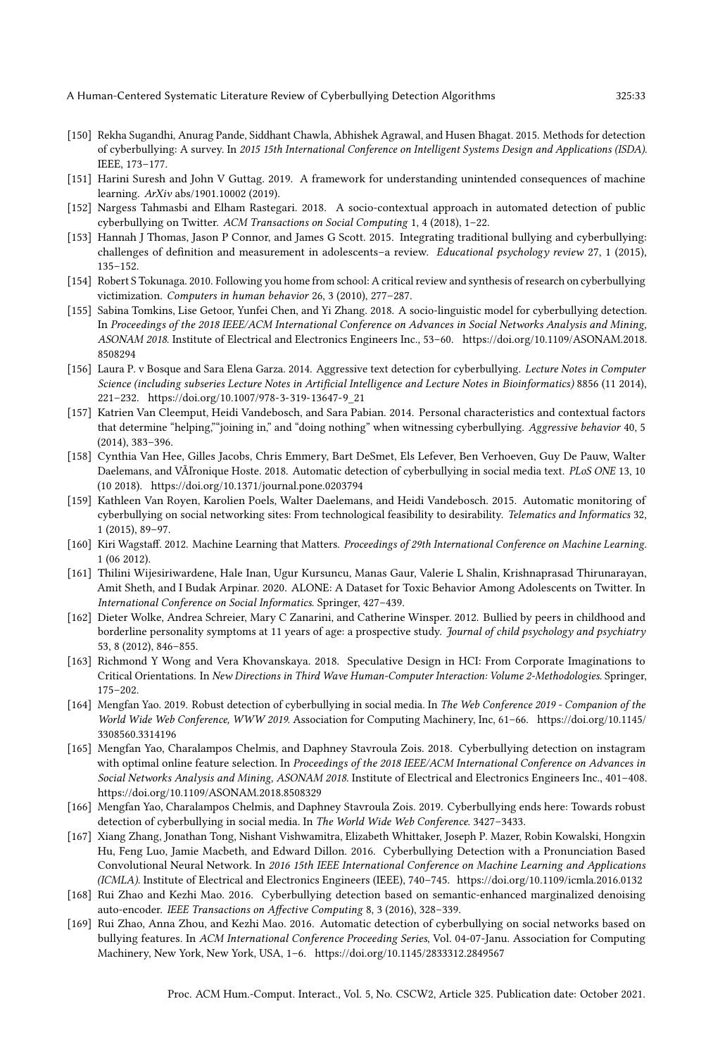- [150] Rekha Sugandhi, Anurag Pande, Siddhant Chawla, Abhishek Agrawal, and Husen Bhagat. 2015. Methods for detection of cyberbullying: A survey. In *2015 15th International Conference on Intelligent Systems Design and Applications (ISDA)*. IEEE, 173–177.
- [151] Harini Suresh and John V Guttag. 2019. A framework for understanding unintended consequences of machine learning. *ArXiv* abs/1901.10002 (2019).
- [152] Nargess Tahmasbi and Elham Rastegari. 2018. A socio-contextual approach in automated detection of public cyberbullying on Twitter. *ACM Transactions on Social Computing* 1, 4 (2018), 1–22.
- [153] Hannah J Thomas, Jason P Connor, and James G Scott. 2015. Integrating traditional bullying and cyberbullying: challenges of definition and measurement in adolescents–a review. *Educational psychology review* 27, 1 (2015), 135–152.
- [154] Robert S Tokunaga. 2010. Following you home from school: A critical review and synthesis of research on cyberbullying victimization. *Computers in human behavior* 26, 3 (2010), 277–287.
- [155] Sabina Tomkins, Lise Getoor, Yunfei Chen, and Yi Zhang. 2018. A socio-linguistic model for cyberbullying detection. In *Proceedings of the 2018 IEEE/ACM International Conference on Advances in Social Networks Analysis and Mining, ASONAM 2018*. Institute of Electrical and Electronics Engineers Inc., 53–60. https://doi.org/10.1109/ASONAM.2018.8508294
- [156] Laura P. v Bosque and Sara Elena Garza. 2014. Aggressive text detection for cyberbullying. *Lecture Notes in Computer Science (including subseries Lecture Notes in Artificial Intelligence and Lecture Notes in Bioinformatics)* 8856 (11 2014), 221–232. https://doi.org/10.1007/978-3-319-13647-9_21
- [157] Katrien Van Cleemput, Heidi Vandebosch, and Sara Pabian. 2014. Personal characteristics and contextual factors that determine "helping,""joining in," and "doing nothing" when witnessing cyberbullying. *Aggressive behavior* 40, 5 (2014), 383–396.
- [158] Cynthia Van Hee, Gilles Jacobs, Chris Emmery, Bart DeSmet, Els Lefever, Ben Verhoeven, Guy De Pauw, Walter Daelemans, and VÃľronique Hoste. 2018. Automatic detection of cyberbullying in social media text. *PLoS ONE* 13, 10 (10 2018). https://doi.org/10.1371/journal.pone.0203794
- [159] Kathleen Van Royen, Karolien Poels, Walter Daelemans, and Heidi Vandebosch. 2015. Automatic monitoring of cyberbullying on social networking sites: From technological feasibility to desirability. *Telematics and Informatics* 32, 1 (2015), 89–97.
- [160] Kiri Wagstaff. 2012. Machine Learning that Matters. *Proceedings of 29th International Conference on Machine Learning*. 1 (06 2012).
- [161] Thilini Wijesiriwardene, Hale Inan, Ugur Kursuncu, Manas Gaur, Valerie L Shalin, Krishnaprasad Thirunarayan, Amit Sheth, and I Budak Arpinar. 2020. ALONE: A Dataset for Toxic Behavior Among Adolescents on Twitter. In *International Conference on Social Informatics*. Springer, 427–439.
- [162] Dieter Wolke, Andrea Schreier, Mary C Zanarini, and Catherine Winsper. 2012. Bullied by peers in childhood and borderline personality symptoms at 11 years of age: a prospective study. *Journal of child psychology and psychiatry* 53, 8 (2012), 846–855.
- [163] Richmond Y Wong and Vera Khovanskaya. 2018. Speculative Design in HCI: From Corporate Imaginations to Critical Orientations. In *New Directions in Third Wave Human-Computer Interaction: Volume 2-Methodologies*. Springer, 175–202.
- [164] Mengfan Yao. 2019. Robust detection of cyberbullying in social media. In *The Web Conference 2019 - Companion of the World Wide Web Conference, WWW 2019*. Association for Computing Machinery, Inc, 61–66. https://doi.org/10.1145/3308560.3314196
- [165] Mengfan Yao, Charalampos Chelmis, and Daphney Stavroula Zois. 2018. Cyberbullying detection on instagram with optimal online feature selection. In *Proceedings of the 2018 IEEE/ACM International Conference on Advances in Social Networks Analysis and Mining, ASONAM 2018*. Institute of Electrical and Electronics Engineers Inc., 401–408. https://doi.org/10.1109/ASONAM.2018.8508329
- [166] Mengfan Yao, Charalampos Chelmis, and Daphney Stavroula Zois. 2019. Cyberbullying ends here: Towards robust detection of cyberbullying in social media. In *The World Wide Web Conference*. 3427–3433.
- [167] Xiang Zhang, Jonathan Tong, Nishant Vishwamitra, Elizabeth Whittaker, Joseph P. Mazer, Robin Kowalski, Hongxin Hu, Feng Luo, Jamie Macbeth, and Edward Dillon. 2016. Cyberbullying Detection with a Pronunciation Based Convolutional Neural Network. In *2016 15th IEEE International Conference on Machine Learning and Applications (ICMLA)*. Institute of Electrical and Electronics Engineers (IEEE), 740–745. https://doi.org/10.1109/icmla.2016.0132
- [168] Rui Zhao and Kezhi Mao. 2016. Cyberbullying detection based on semantic-enhanced marginalized denoising auto-encoder. *IEEE Transactions on Affective Computing* 8, 3 (2016), 328–339.
- [169] Rui Zhao, Anna Zhou, and Kezhi Mao. 2016. Automatic detection of cyberbullying on social networks based on bullying features. In *ACM International Conference Proceeding Series*, Vol. 04-07-Janu. Association for Computing Machinery, New York, New York, USA, 1–6. https://doi.org/10.1145/2833312.2849567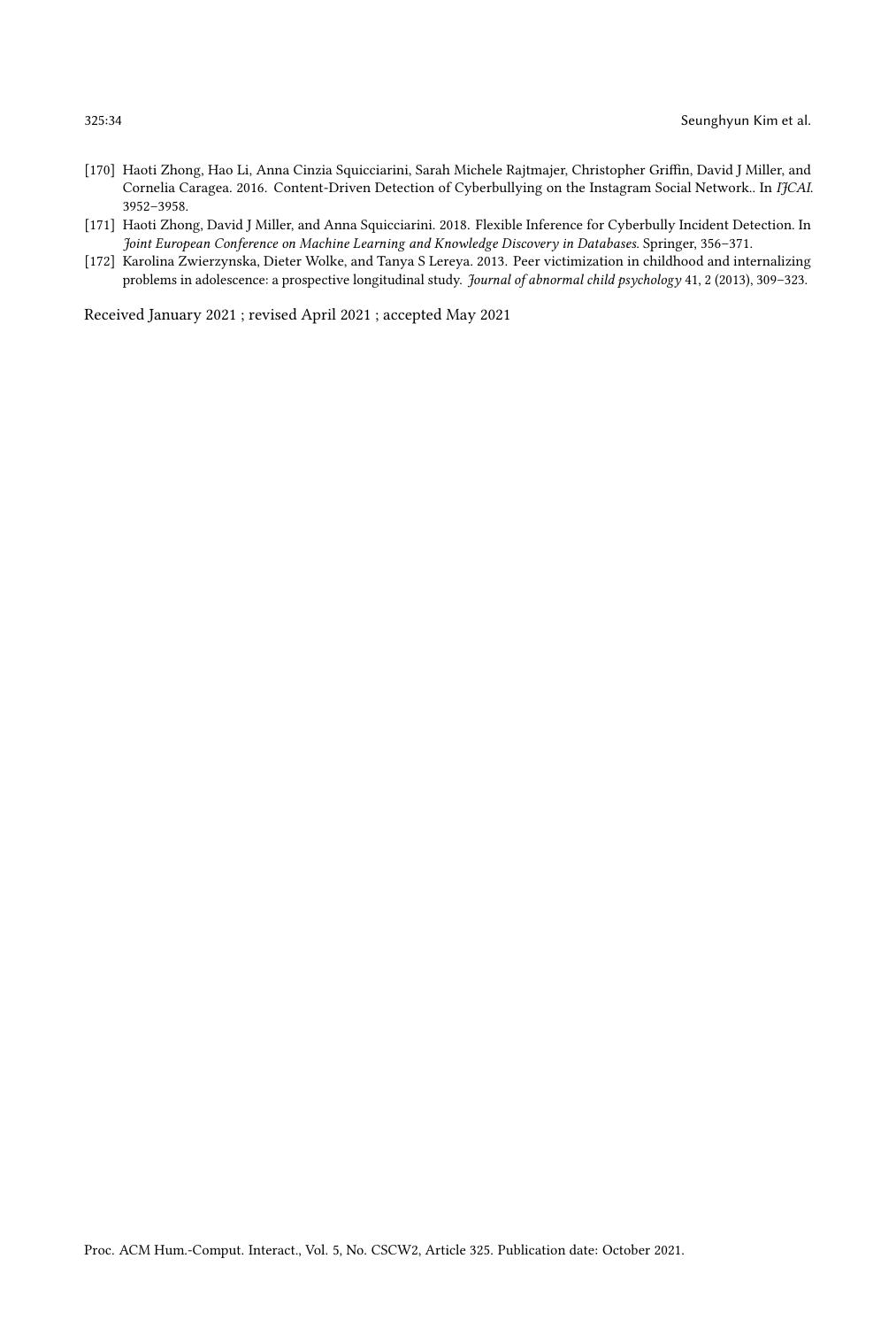[170] Haoti Zhong, Hao Li, Anna Cinzia Squicciarini, Sarah Michele Rajtmajer, Christopher Griffin, David J Miller, and Cornelia Caragea. 2016. Content-Driven Detection of Cyberbullying on the Instagram Social Network.. In *IJCAI*. 3952–3958.

[171] Haoti Zhong, David J Miller, and Anna Squicciarini. 2018. Flexible Inference for Cyberbully Incident Detection. In *Joint European Conference on Machine Learning and Knowledge Discovery in Databases*. Springer, 356–371.

[172] Karolina Zwierzynska, Dieter Wolke, and Tanya S Lereya. 2013. Peer victimization in childhood and internalizing problems in adolescence: a prospective longitudinal study. *Journal of abnormal child psychology* 41, 2 (2013), 309–323.

Received January 2021 ; revised April 2021 ; accepted May 2021